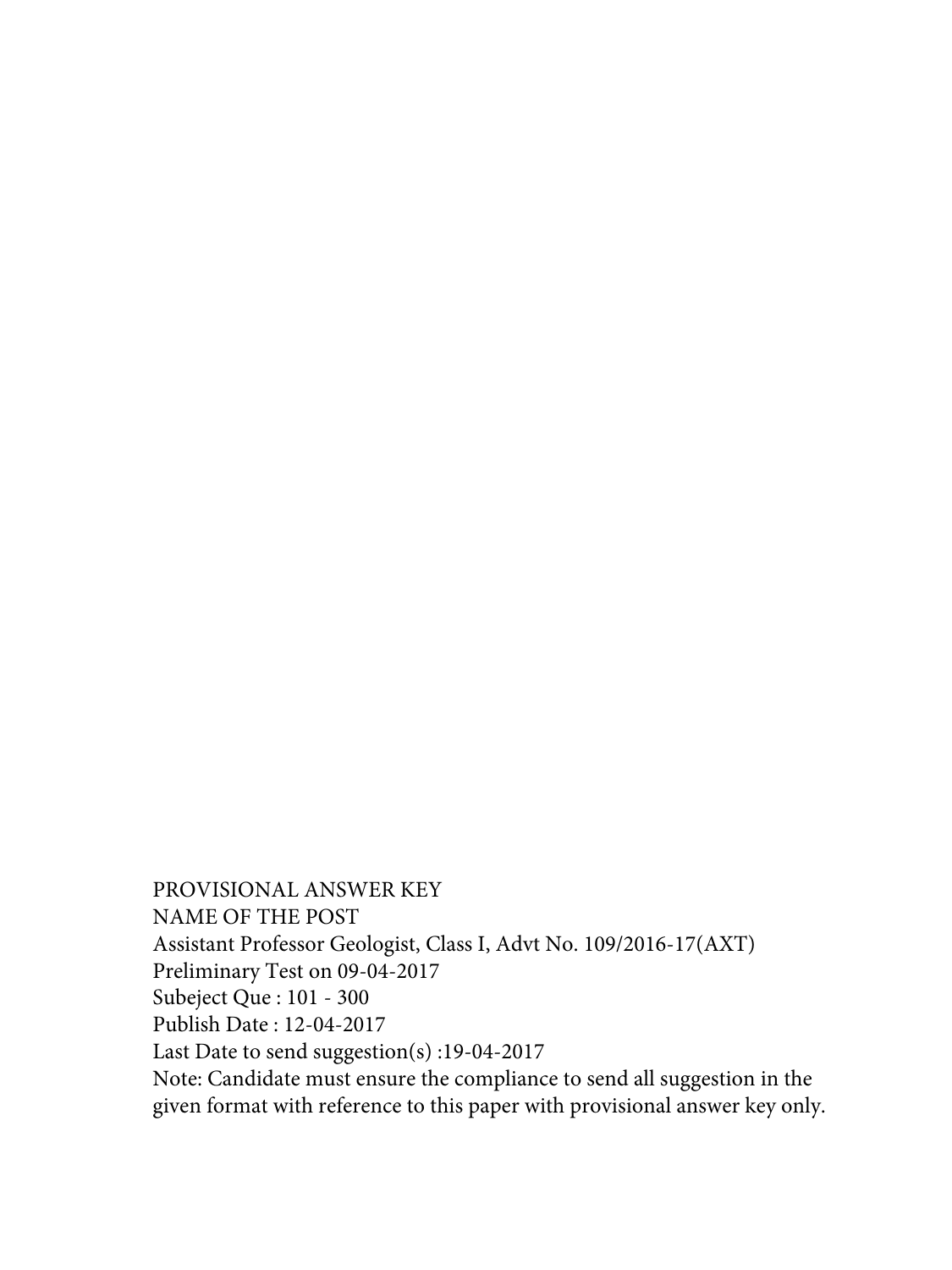PROVISIONAL ANSWER KEY

NAME OF THE POST

Assistant Professor Geologist, Class I, Advt No. 109/2016-17(AXT)

Preliminary Test on 09-04-2017

Subeject Que : 101 - 300

Publish Date : 12-04-2017

Last Date to send suggestion(s) :19-04-2017

Note: Candidate must ensure the compliance to send all suggestion in the given format with reference to this paper with provisional answer key only.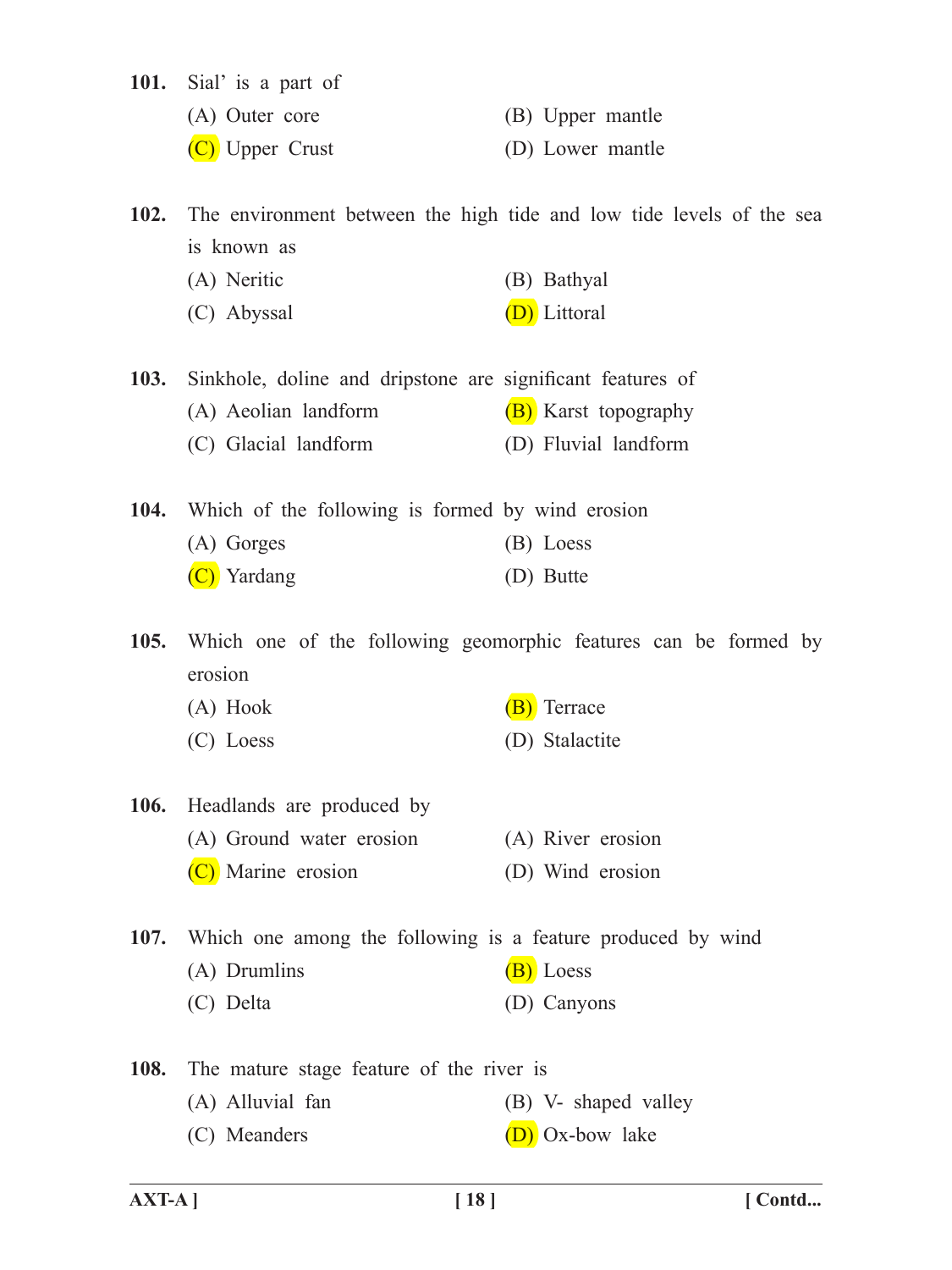**101.** Sial' is a part of

(A) Outer core (B) Upper mantle

(C) Upper Crust (D) Lower mantle

**102.** The environment between the high tide and low tide levels of the sea is known as

(A) Neritic (B) Bathyal

(C) Abyssal (D) Littoral

**103.** Sinkhole, doline and dripstone are significant features of

(A) Aeolian landform (B) Karst topography

(C) Glacial landform (D) Fluvial landform

**104.** Which of the following is formed by wind erosion

(A) Gorges (B) Loess

(C) Yardang (D) Butte

**105.** Which one of the following geomorphic features can be formed by erosion

(A) Hook (B) Terrace

(C) Loess (D) Stalactite

**106.** Headlands are produced by

(A) Ground water erosion (A) River erosion

(C) Marine erosion (D) Wind erosion

**107.** Which one among the following is a feature produced by wind

(A) Drumlins (B) Loess

(C) Delta (D) Canyons

**108.** The mature stage feature of the river is

(A) Alluvial fan (B) V- shaped valley

(C) Meanders (D) Ox-bow lake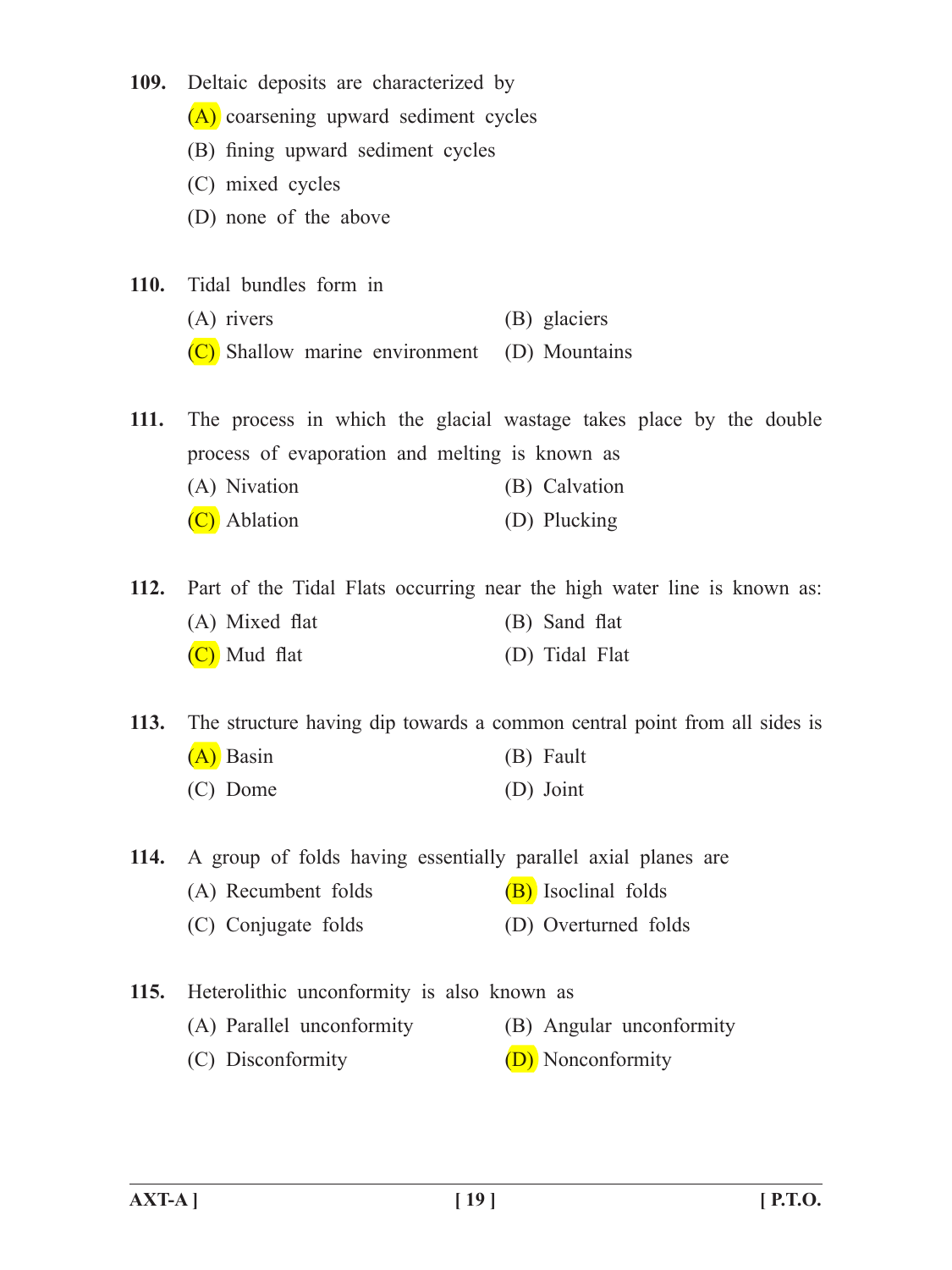**109.** Deltaic deposits are characterized by

(A) coarsening upward sediment cycles

(B) fining upward sediment cycles

(C) mixed cycles

(D) none of the above

**110.** Tidal bundles form in

(A) rivers

(B) glaciers

(C) Shallow marine environment

(D) Mountains

**111.** The process in which the glacial wastage takes place by the double process of evaporation and melting is known as

(A) Nivation

(B) Calvation

(C) Ablation

(D) Plucking

**112.** Part of the Tidal Flats occurring near the high water line is known as:

(A) Mixed flat

(B) Sand flat

(C) Mud flat

(D) Tidal Flat

**113.** The structure having dip towards a common central point from all sides is

(A) Basin

(B) Fault

(C) Dome

(D) Joint

**114.** A group of folds having essentially parallel axial planes are

(A) Recumbent folds

(B) Isoclinal folds

(C) Conjugate folds

(D) Overturned folds

**115.** Heterolithic unconformity is also known as

(A) Parallel unconformity

(B) Angular unconformity

(C) Disconformity

(D) Nonconformity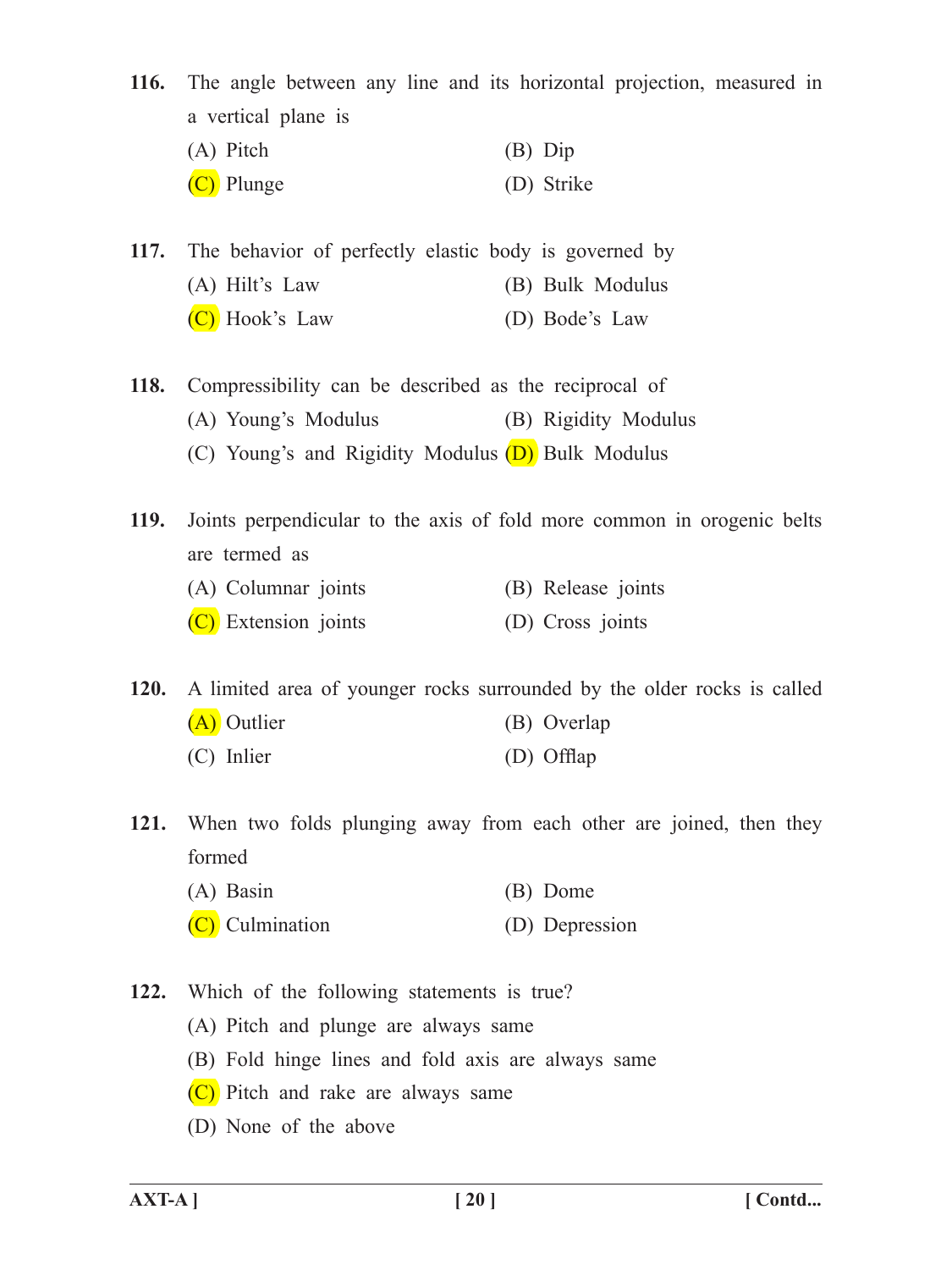**116.** The angle between any line and its horizontal projection, measured in a vertical plane is

(A) Pitch
(B) Dip
(C) Plunge
(D) Strike

**117.** The behavior of perfectly elastic body is governed by

(A) Hilt's Law
(B) Bulk Modulus
(C) Hook's Law
(D) Bode's Law

**118.** Compressibility can be described as the reciprocal of

(A) Young's Modulus
(B) Rigidity Modulus
(C) Young's and Rigidity Modulus
(D) Bulk Modulus

**119.** Joints perpendicular to the axis of fold more common in orogenic belts are termed as

(A) Columnar joints
(B) Release joints
(C) Extension joints
(D) Cross joints

**120.** A limited area of younger rocks surrounded by the older rocks is called

(A) Outlier
(B) Overlap
(C) Inlier
(D) Offlap

**121.** When two folds plunging away from each other are joined, then they formed

(A) Basin
(B) Dome
(C) Culmination
(D) Depression

**122.** Which of the following statements is true?

(A) Pitch and plunge are always same
(B) Fold hinge lines and fold axis are always same
(C) Pitch and rake are always same
(D) None of the above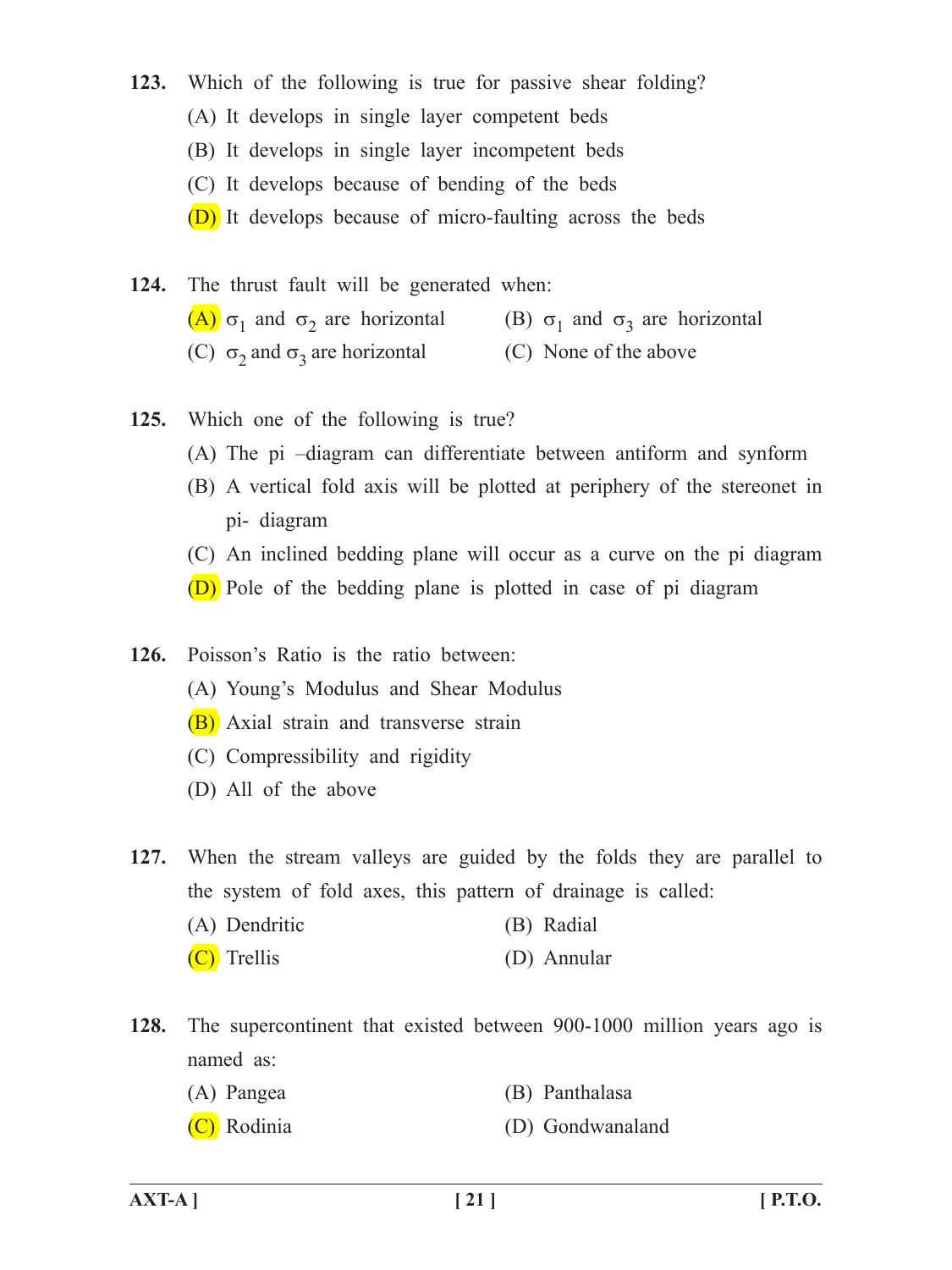**123.** Which of the following is true for passive shear folding?

(A) It develops in single layer competent beds

(B) It develops in single layer incompetent beds

(C) It develops because of bending of the beds

(D) It develops because of micro-faulting across the beds

**124.** The thrust fault will be generated when:

(A) $\sigma_1$ and $\sigma_2$ are horizontal

(B) $\sigma_1$ and $\sigma_3$ are horizontal

(C) $\sigma_2$ and $\sigma_3$ are horizontal

(C) None of the above

**125.** Which one of the following is true?

(A) The pi –diagram can differentiate between antiform and synform

(B) A vertical fold axis will be plotted at periphery of the stereonet in pi- diagram

(C) An inclined bedding plane will occur as a curve on the pi diagram

(D) Pole of the bedding plane is plotted in case of pi diagram

**126.** Poisson's Ratio is the ratio between:

(A) Young's Modulus and Shear Modulus

(B) Axial strain and transverse strain

(C) Compressibility and rigidity

(D) All of the above

**127.** When the stream valleys are guided by the folds they are parallel to the system of fold axes, this pattern of drainage is called:

(A) Dendritic

(B) Radial

(C) Trellis

(D) Annular

**128.** The supercontinent that existed between 900-1000 million years ago is named as:

(A) Pangea

(B) Panthalasa

(C) Rodinia

(D) Gondwanaland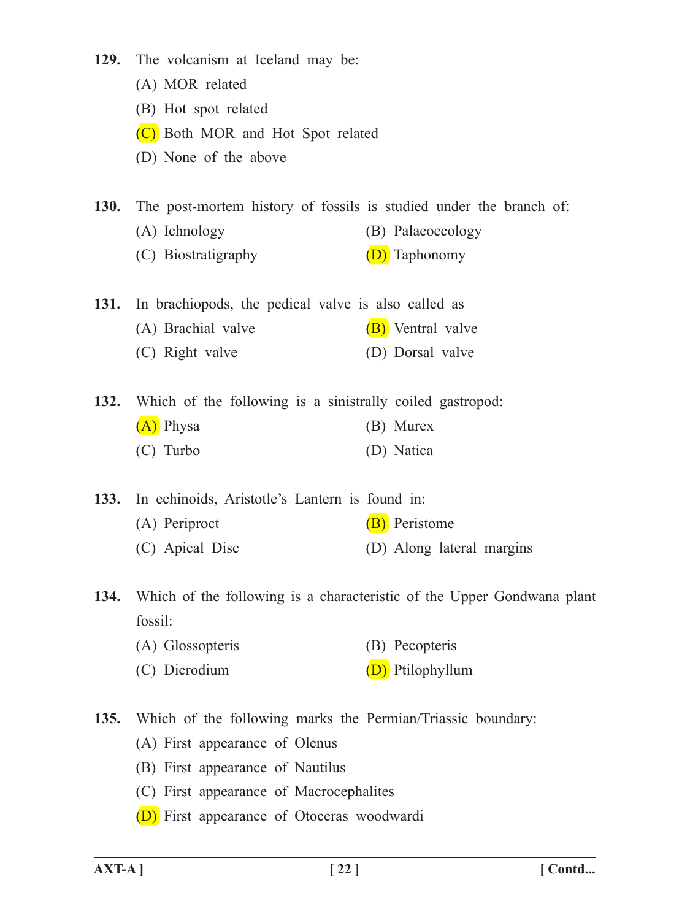**129.** The volcanism at Iceland may be:

(A) MOR related

(B) Hot spot related

(C) Both MOR and Hot Spot related

(D) None of the above

**130.** The post-mortem history of fossils is studied under the branch of:

(A) Ichnology

(B) Palaeoecology

(C) Biostratigraphy

(D) Taphonomy

**131.** In brachiopods, the pedical valve is also called as

(A) Brachial valve

(B) Ventral valve

(C) Right valve

(D) Dorsal valve

**132.** Which of the following is a sinistrally coiled gastropod:

(A) Physa

(B) Murex

(C) Turbo

(D) Natica

**133.** In echinoids, Aristotle's Lantern is found in:

(A) Periproct

(B) Peristome

(C) Apical Disc

(D) Along lateral margins

**134.** Which of the following is a characteristic of the Upper Gondwana plant fossil:

(A) Glossopteris

(B) Pecopteris

(C) Dicrodium

(D) Ptilophyllum

**135.** Which of the following marks the Permian/Triassic boundary:

(A) First appearance of Olenus

(B) First appearance of Nautilus

(C) First appearance of Macrocephalites

(D) First appearance of Otoceras woodwardi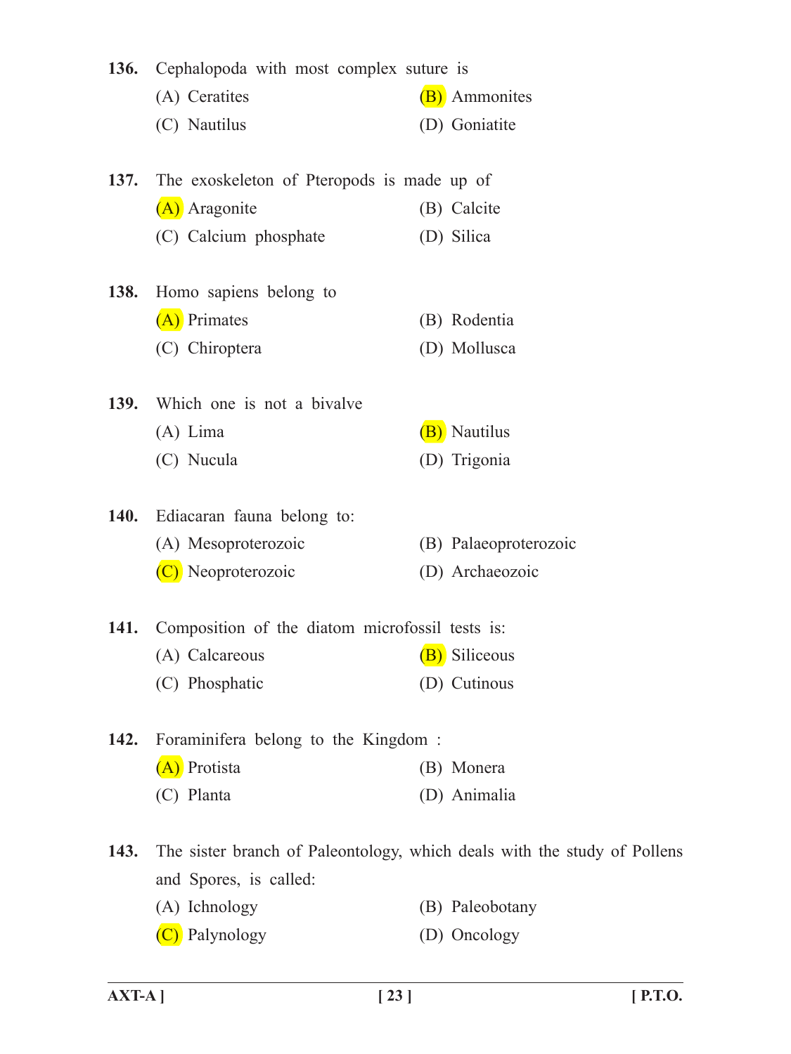**136.** Cephalopoda with most complex suture is

(A) Ceratites (B) Ammonites

(C) Nautilus (D) Goniatite

**137.** The exoskeleton of Pteropods is made up of

(A) Aragonite (B) Calcite

(C) Calcium phosphate (D) Silica

**138.** Homo sapiens belong to

(A) Primates (B) Rodentia

(C) Chiroptera (D) Mollusca

**139.** Which one is not a bivalve

(A) Lima (B) Nautilus

(C) Nucula (D) Trigonia

**140.** Ediacaran fauna belong to:

(A) Mesoproterozoic (B) Palaeoproterozoic

(C) Neoproterozoic (D) Archaeozoic

**141.** Composition of the diatom microfossil tests is:

(A) Calcareous (B) Siliceous

(C) Phosphatic (D) Cutinous

**142.** Foraminifera belong to the Kingdom :

(A) Protista (B) Monera

(C) Planta (D) Animalia

**143.** The sister branch of Paleontology, which deals with the study of Pollens and Spores, is called:

(A) Ichnology (B) Paleobotany

(C) Palynology (D) Oncology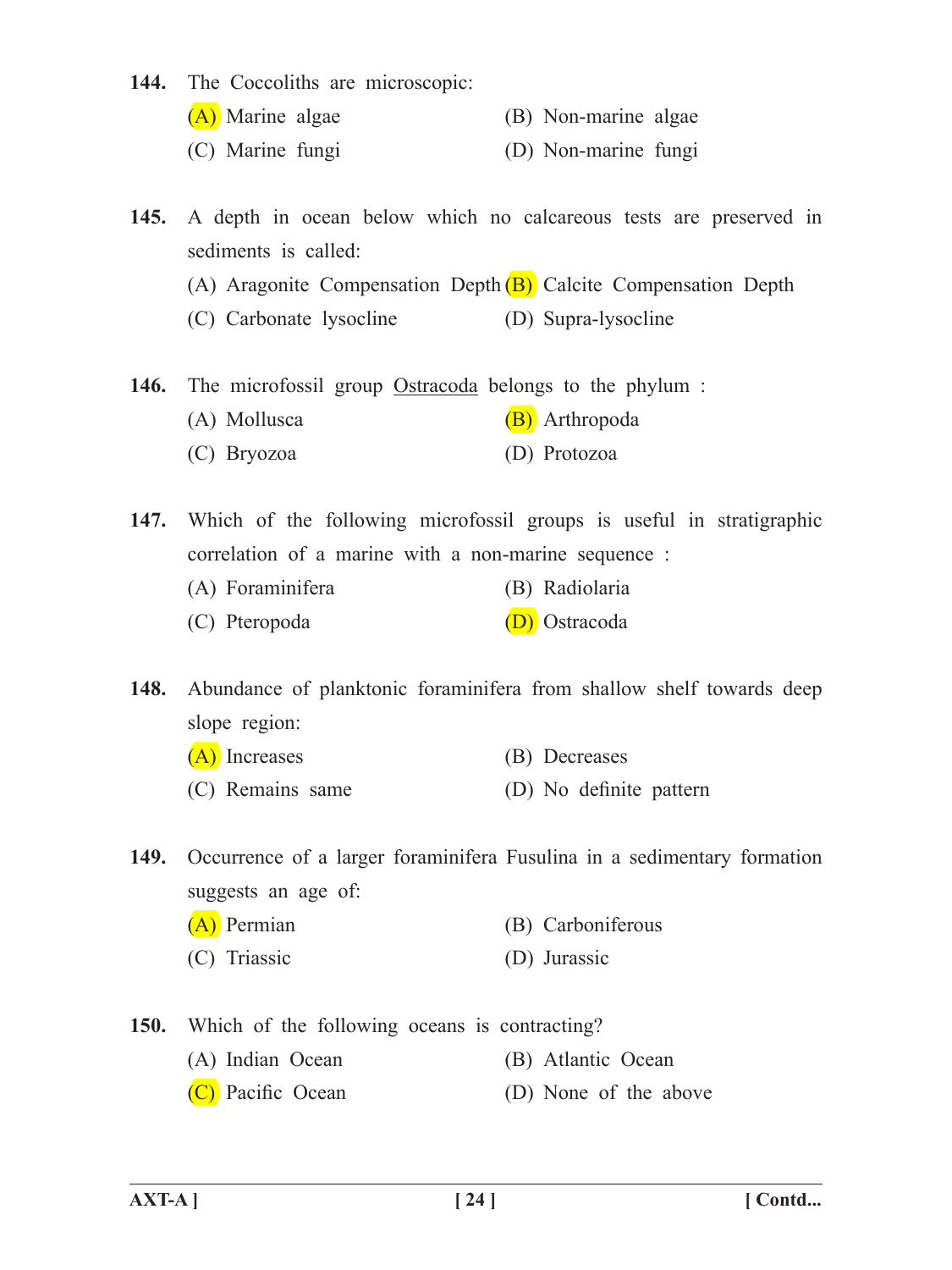**144.** The Coccoliths are microscopic:

(A) Marine algae (B) Non-marine algae

(C) Marine fungi (D) Non-marine fungi

**145.** A depth in ocean below which no calcareous tests are preserved in sediments is called:

(A) Aragonite Compensation Depth (B) Calcite Compensation Depth

(C) Carbonate lysocline (D) Supra-lysocline

**146.** The microfossil group <u>Ostracoda</u> belongs to the phylum :

(A) Mollusca (B) Arthropoda

(C) Bryozoa (D) Protozoa

**147.** Which of the following microfossil groups is useful in stratigraphic correlation of a marine with a non-marine sequence :

(A) Foraminifera (B) Radiolaria

(C) Pteropoda (D) Ostracoda

**148.** Abundance of planktonic foraminifera from shallow shelf towards deep slope region:

(A) Increases (B) Decreases

(C) Remains same (D) No definite pattern

**149.** Occurrence of a larger foraminifera Fusulina in a sedimentary formation suggests an age of:

(A) Permian (B) Carboniferous

(C) Triassic (D) Jurassic

**150.** Which of the following oceans is contracting?

(A) Indian Ocean (B) Atlantic Ocean

(C) Pacific Ocean (D) None of the above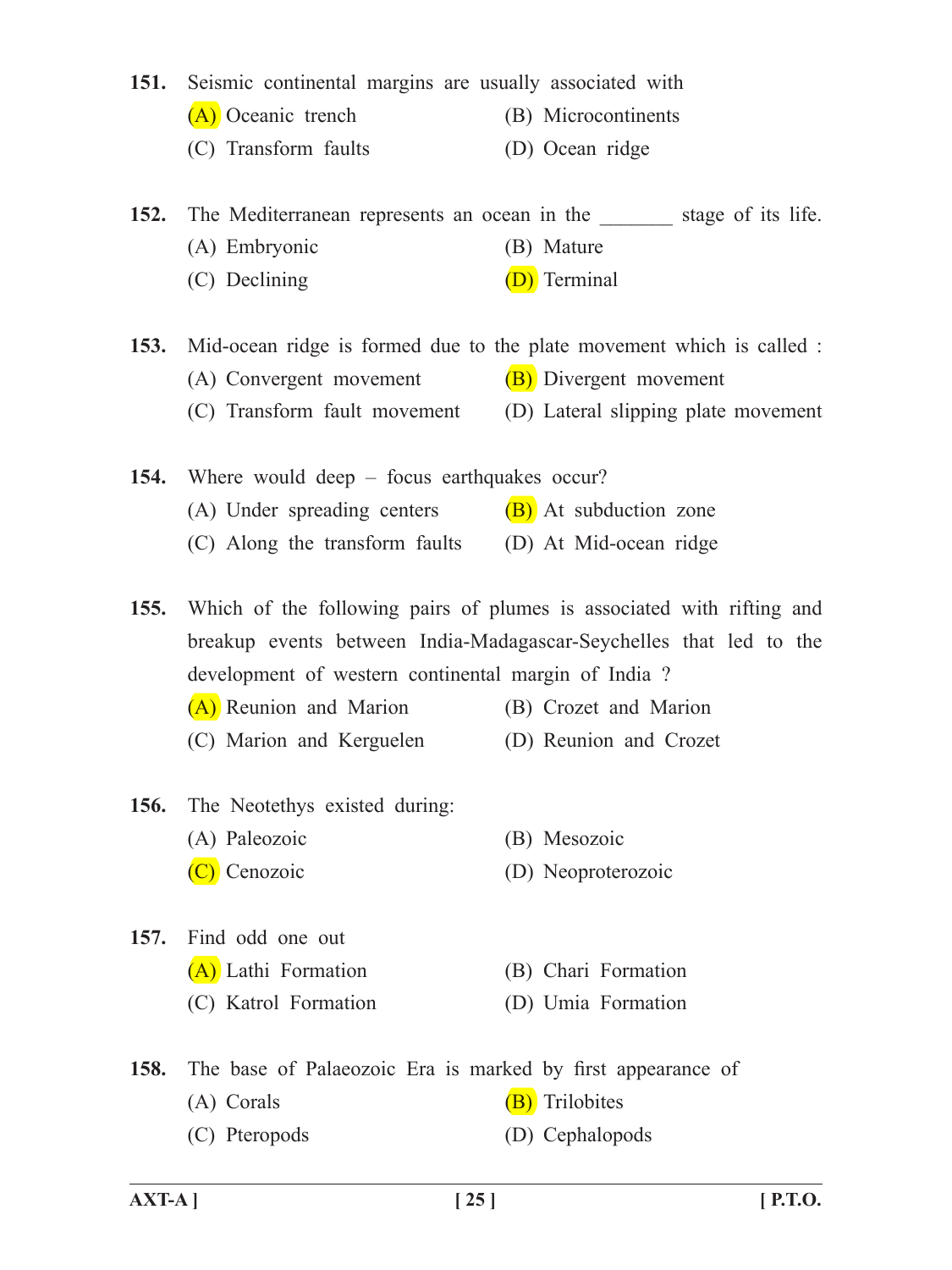151. Seismic continental margins are usually associated with

(A) Oceanic trench
(B) Microcontinents
(C) Transform faults
(D) Ocean ridge

152. The Mediterranean represents an ocean in the _______ stage of its life.

(A) Embryonic
(B) Mature
(C) Declining
(D) Terminal

153. Mid-ocean ridge is formed due to the plate movement which is called :

(A) Convergent movement
(B) Divergent movement
(C) Transform fault movement
(D) Lateral slipping plate movement

154. Where would deep – focus earthquakes occur?

(A) Under spreading centers
(B) At subduction zone
(C) Along the transform faults
(D) At Mid-ocean ridge

155. Which of the following pairs of plumes is associated with rifting and breakup events between India-Madagascar-Seychelles that led to the development of western continental margin of India ?

(A) Reunion and Marion
(B) Crozet and Marion
(C) Marion and Kerguelen
(D) Reunion and Crozet

156. The Neotethys existed during:

(A) Paleozoic
(B) Mesozoic
(C) Cenozoic
(D) Neoproterozoic

157. Find odd one out

(A) Lathi Formation
(B) Chari Formation
(C) Katrol Formation
(D) Umia Formation

158. The base of Palaeozoic Era is marked by first appearance of

(A) Corals
(B) Trilobites
(C) Pteropods
(D) Cephalopods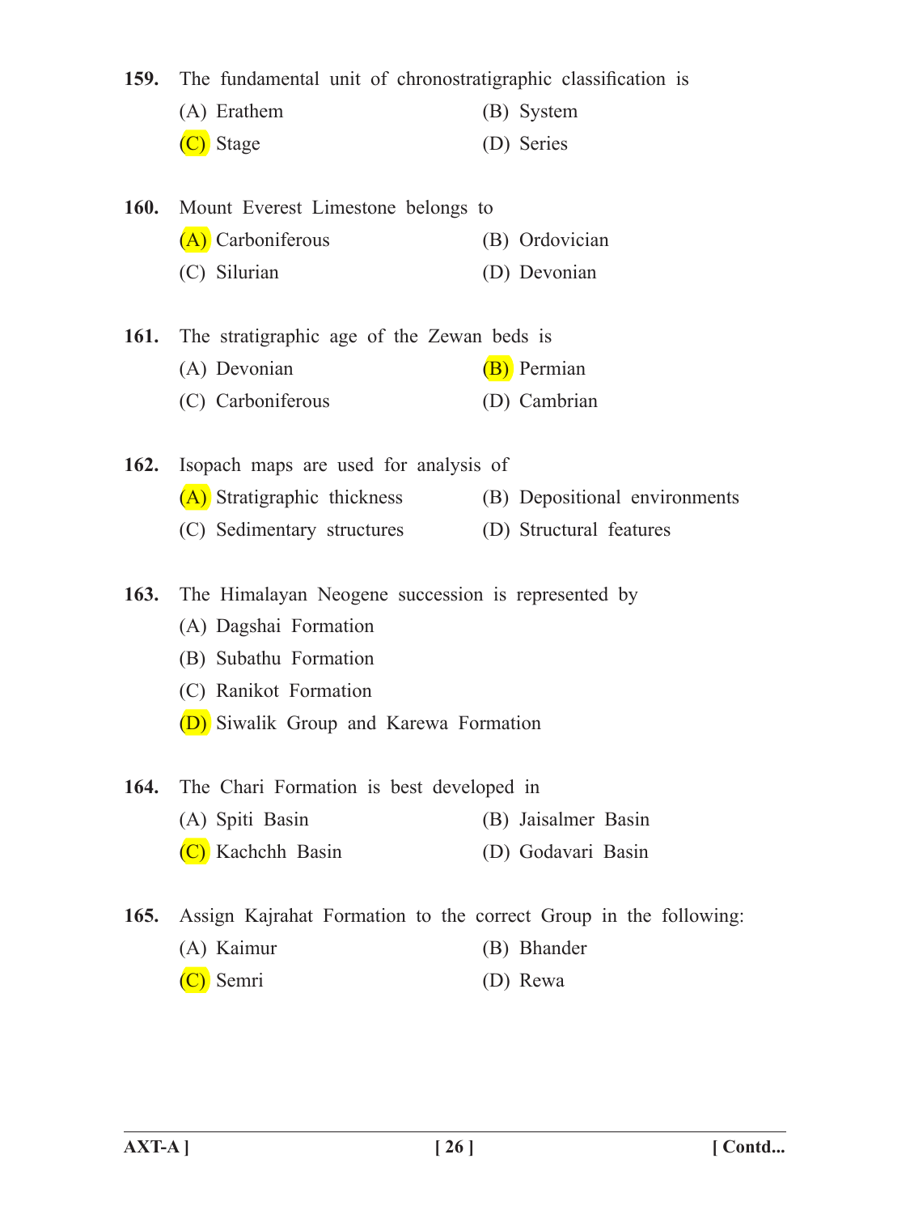**159.** The fundamental unit of chronostratigraphic classification is

(A) Erathem

(B) System

(C) Stage

(D) Series

**160.** Mount Everest Limestone belongs to

(A) Carboniferous

(B) Ordovician

(C) Silurian

(D) Devonian

**161.** The stratigraphic age of the Zewan beds is

(A) Devonian

(B) Permian

(C) Carboniferous

(D) Cambrian

**162.** Isopach maps are used for analysis of

(A) Stratigraphic thickness

(B) Depositional environments

(C) Sedimentary structures

(D) Structural features

**163.** The Himalayan Neogene succession is represented by

(A) Dagshai Formation

(B) Subathu Formation

(C) Ranikot Formation

(D) Siwalik Group and Karewa Formation

**164.** The Chari Formation is best developed in

(A) Spiti Basin

(B) Jaisalmer Basin

(C) Kachchh Basin

(D) Godavari Basin

**165.** Assign Kajrahat Formation to the correct Group in the following:

(A) Kaimur

(B) Bhander

(C) Semri

(D) Rewa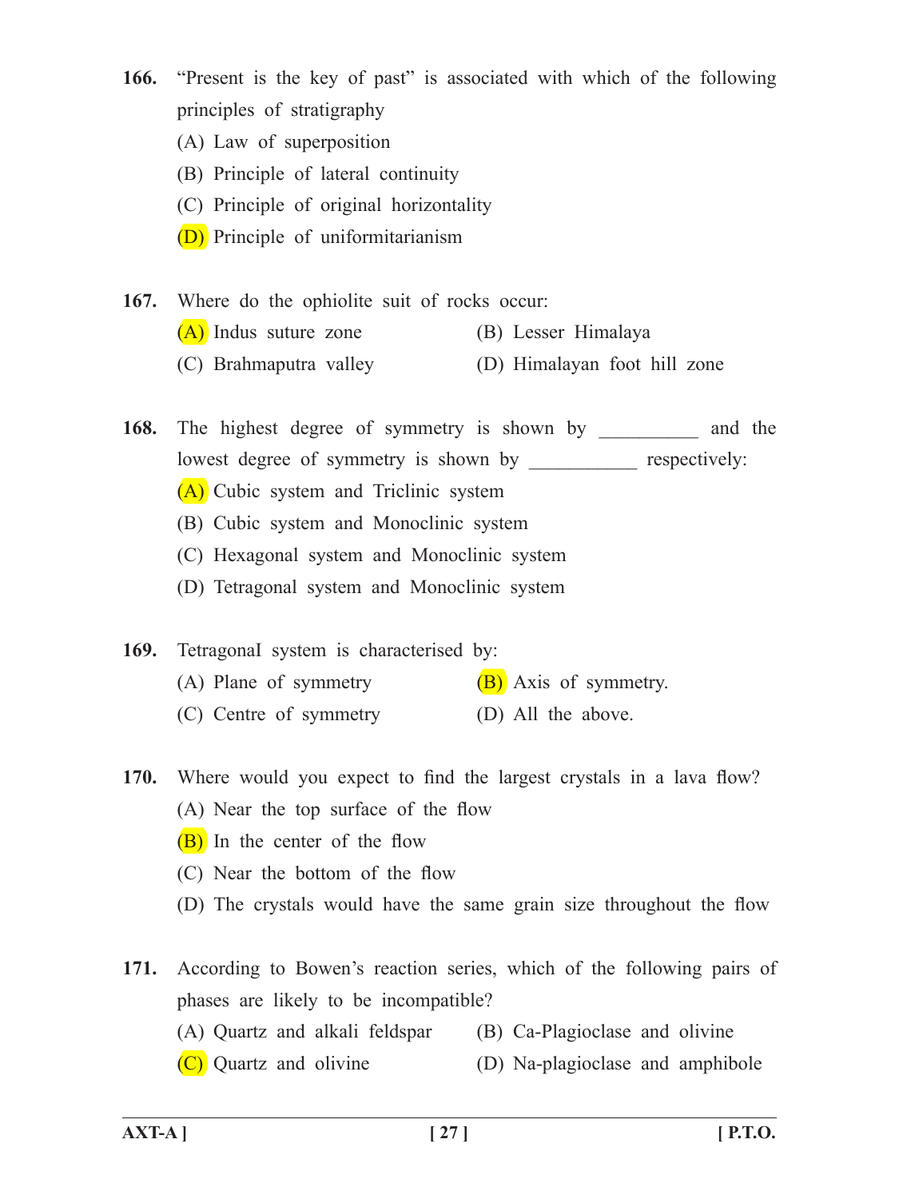**166.** "Present is the key of past" is associated with which of the following principles of stratigraphy

(A) Law of superposition

(B) Principle of lateral continuity

(C) Principle of original horizontality

(D) Principle of uniformitarianism

**167.** Where do the ophiolite suit of rocks occur:

(A) Indus suture zone

(B) Lesser Himalaya

(C) Brahmaputra valley

(D) Himalayan foot hill zone

**168.** The highest degree of symmetry is shown by __________ and the lowest degree of symmetry is shown by ___________ respectively:

(A) Cubic system and Triclinic system

(B) Cubic system and Monoclinic system

(C) Hexagonal system and Monoclinic system

(D) Tetragonal system and Monoclinic system

**169.** TetragonaI system is characterised by:

(A) Plane of symmetry

(B) Axis of symmetry.

(C) Centre of symmetry

(D) All the above.

**170.** Where would you expect to find the largest crystals in a lava flow?

(A) Near the top surface of the flow

(B) In the center of the flow

(C) Near the bottom of the flow

(D) The crystals would have the same grain size throughout the flow

**171.** According to Bowen's reaction series, which of the following pairs of phases are likely to be incompatible?

(A) Quartz and alkali feldspar

(B) Ca-Plagioclase and olivine

(C) Quartz and olivine

(D) Na-plagioclase and amphibole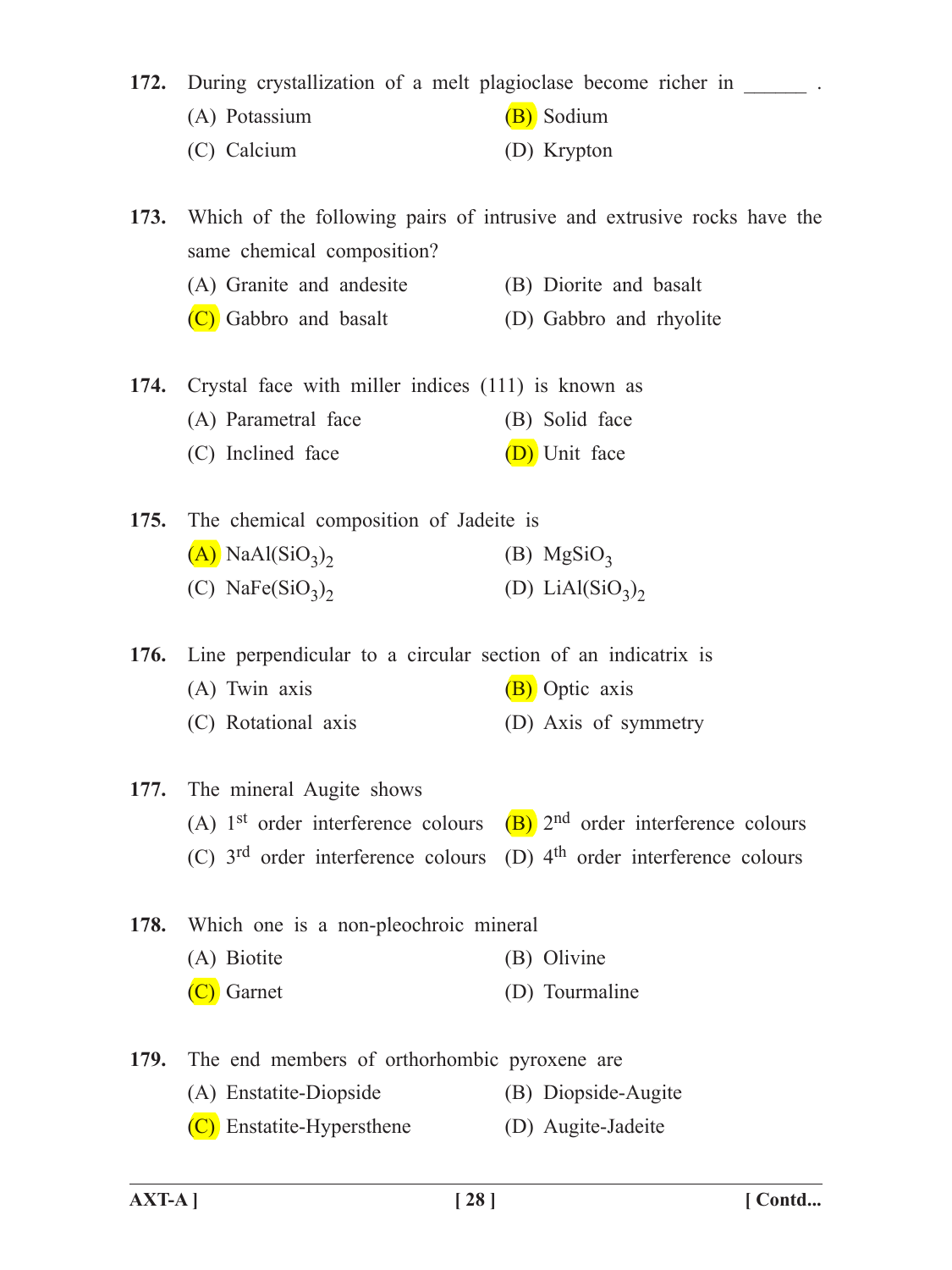**172.** During crystallization of a melt plagioclase become richer in ______ .

(A) Potassium

(B) Sodium

(C) Calcium

(D) Krypton

**173.** Which of the following pairs of intrusive and extrusive rocks have the same chemical composition?

(A) Granite and andesite

(B) Diorite and basalt

(C) Gabbro and basalt

(D) Gabbro and rhyolite

**174.** Crystal face with miller indices (111) is known as

(A) Parametral face

(B) Solid face

(C) Inclined face

(D) Unit face

**175.** The chemical composition of Jadeite is

(A) $NaAl(SiO_3)_2$

(B) $MgSiO_3$

(C) $NaFe(SiO_3)_2$

(D) $LiAl(SiO_3)_2$

**176.** Line perpendicular to a circular section of an indicatrix is

(A) Twin axis

(B) Optic axis

(C) Rotational axis

(D) Axis of symmetry

**177.** The mineral Augite shows

(A) $1^{st}$ order interference colours

(B) $2^{nd}$ order interference colours

(C) $3^{rd}$ order interference colours

(D) $4^{th}$ order interference colours

**178.** Which one is a non-pleochroic mineral

(A) Biotite

(B) Olivine

(C) Garnet

(D) Tourmaline

**179.** The end members of orthorhombic pyroxene are

(A) Enstatite-Diopside

(B) Diopside-Augite

(C) Enstatite-Hypersthene

(D) Augite-Jadeite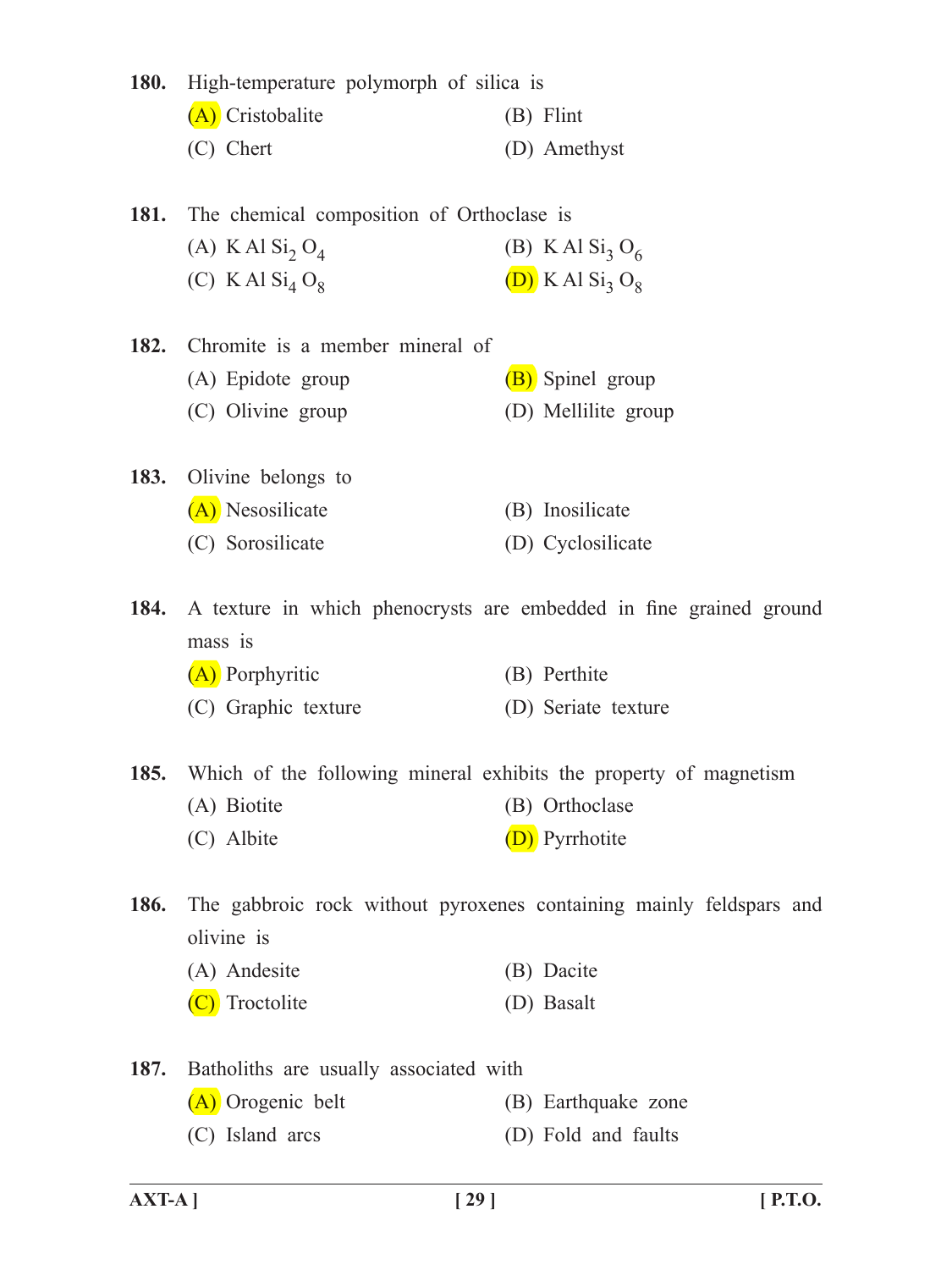**180.** High-temperature polymorph of silica is

(A) Cristobalite

(B) Flint

(C) Chert

(D) Amethyst

**181.** The chemical composition of Orthoclase is

(A) $K Al Si_2 O_4$

(B) $K Al Si_3 O_6$

(C) $K Al Si_4 O_8$

(D) $K Al Si_3 O_8$

**182.** Chromite is a member mineral of

(A) Epidote group

(B) Spinel group

(C) Olivine group

(D) Mellilite group

**183.** Olivine belongs to

(A) Nesosilicate

(B) Inosilicate

(C) Sorosilicate

(D) Cyclosilicate

**184.** A texture in which phenocrysts are embedded in fine grained ground mass is

(A) Porphyritic

(B) Perthite

(C) Graphic texture

(D) Seriate texture

**185.** Which of the following mineral exhibits the property of magnetism

(A) Biotite

(B) Orthoclase

(C) Albite

(D) Pyrrhotite

**186.** The gabbroic rock without pyroxenes containing mainly feldspars and olivine is

(A) Andesite

(B) Dacite

(C) Troctolite

(D) Basalt

**187.** Batholiths are usually associated with

(A) Orogenic belt

(B) Earthquake zone

(C) Island arcs

(D) Fold and faults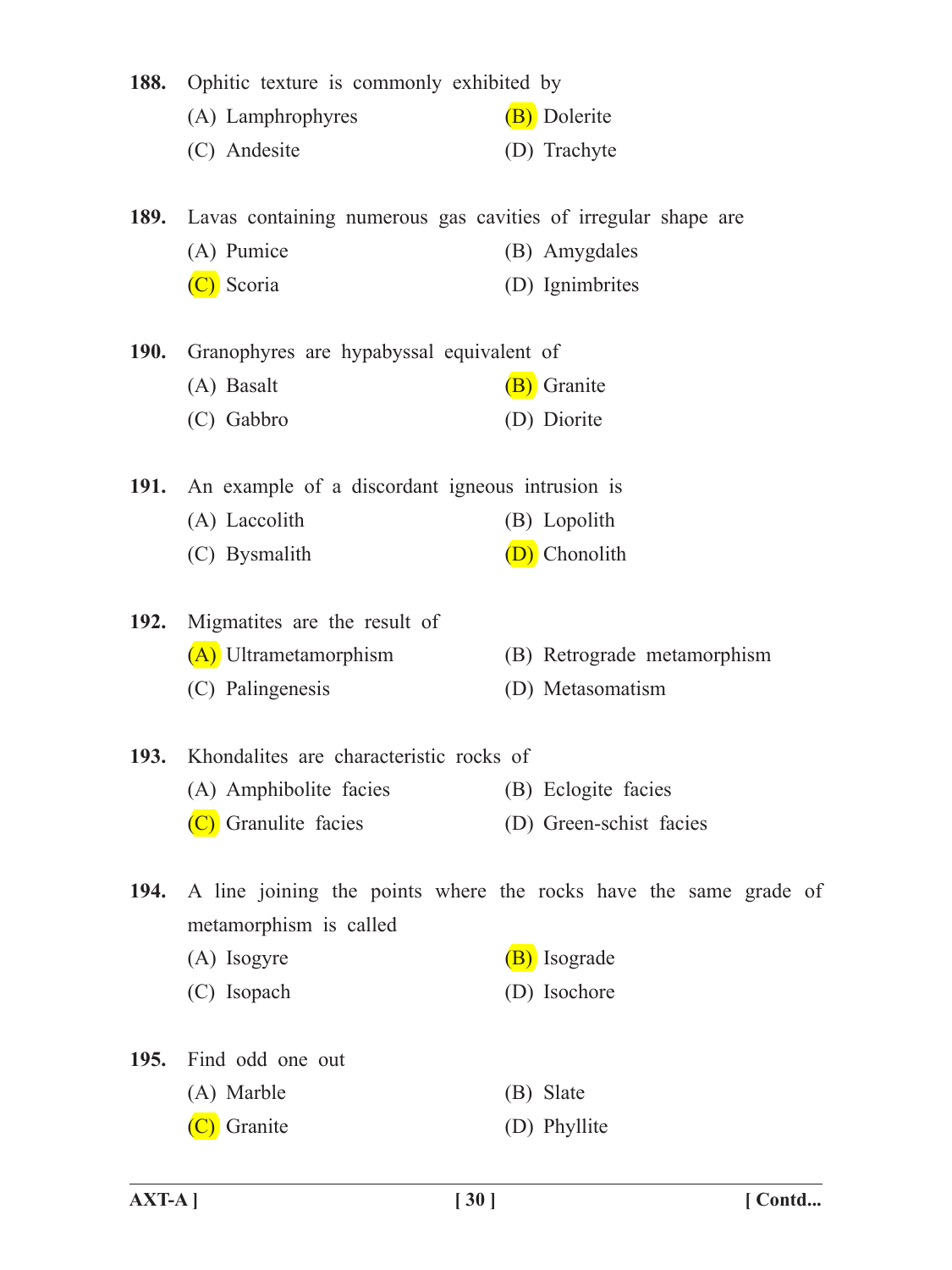**188.** Ophitic texture is commonly exhibited by

(A) Lamphrophyres

(B) Dolerite

(C) Andesite

(D) Trachyte

**189.** Lavas containing numerous gas cavities of irregular shape are

(A) Pumice

(B) Amygdales

(C) Scoria

(D) Ignimbrites

**190.** Granophyres are hypabyssal equivalent of

(A) Basalt

(B) Granite

(C) Gabbro

(D) Diorite

**191.** An example of a discordant igneous intrusion is

(A) Laccolith

(B) Lopolith

(C) Bysmalith

(D) Chonolith

**192.** Migmatites are the result of

(A) Ultrametamorphism

(B) Retrograde metamorphism

(C) Palingenesis

(D) Metasomatism

**193.** Khondalites are characteristic rocks of

(A) Amphibolite facies

(B) Eclogite facies

(C) Granulite facies

(D) Green-schist facies

**194.** A line joining the points where the rocks have the same grade of metamorphism is called

(A) Isogyre

(B) Isograde

(C) Isopach

(D) Isochore

**195.** Find odd one out

(A) Marble

(B) Slate

(C) Granite

(D) Phyllite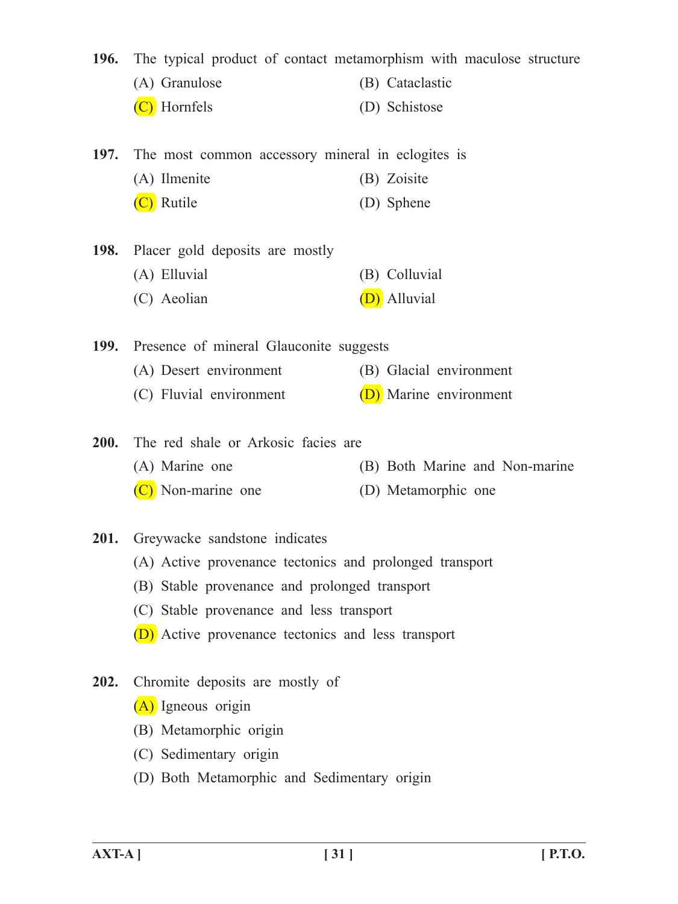**196.** The typical product of contact metamorphism with maculose structure

(A) Granulose

(B) Cataclastic

(C) Hornfels

(D) Schistose

**197.** The most common accessory mineral in eclogites is

(A) Ilmenite

(B) Zoisite

(C) Rutile

(D) Sphene

**198.** Placer gold deposits are mostly

(A) Elluvial

(B) Colluvial

(C) Aeolian

(D) Alluvial

**199.** Presence of mineral Glauconite suggests

(A) Desert environment

(B) Glacial environment

(C) Fluvial environment

(D) Marine environment

**200.** The red shale or Arkosic facies are

(A) Marine one

(B) Both Marine and Non-marine

(C) Non-marine one

(D) Metamorphic one

**201.** Greywacke sandstone indicates

(A) Active provenance tectonics and prolonged transport

(B) Stable provenance and prolonged transport

(C) Stable provenance and less transport

(D) Active provenance tectonics and less transport

**202.** Chromite deposits are mostly of

(A) Igneous origin

(B) Metamorphic origin

(C) Sedimentary origin

(D) Both Metamorphic and Sedimentary origin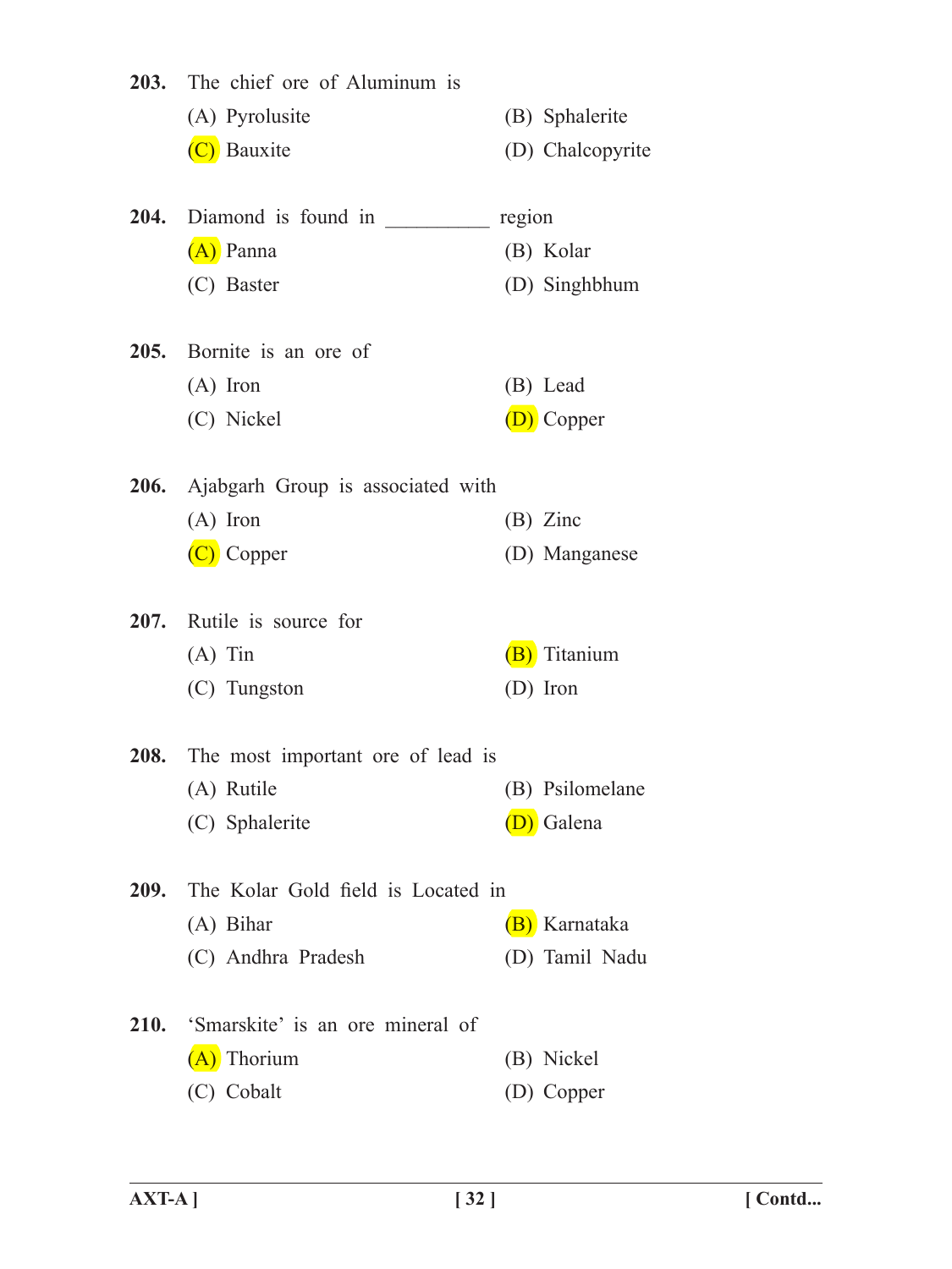**203.** The chief ore of Aluminum is

(A) Pyrolusite (B) Sphalerite

(C) Bauxite (D) Chalcopyrite

**204.** Diamond is found in __________ region

(A) Panna (B) Kolar

(C) Baster (D) Singhbhum

**205.** Bornite is an ore of

(A) Iron (B) Lead

(C) Nickel (D) Copper

**206.** Ajabgarh Group is associated with

(A) Iron (B) Zinc

(C) Copper (D) Manganese

**207.** Rutile is source for

(A) Tin (B) Titanium

(C) Tungston (D) Iron

**208.** The most important ore of lead is

(A) Rutile (B) Psilomelane

(C) Sphalerite (D) Galena

**209.** The Kolar Gold field is Located in

(A) Bihar (B) Karnataka

(C) Andhra Pradesh (D) Tamil Nadu

**210.** 'Smarskite' is an ore mineral of

(A) Thorium (B) Nickel

(C) Cobalt (D) Copper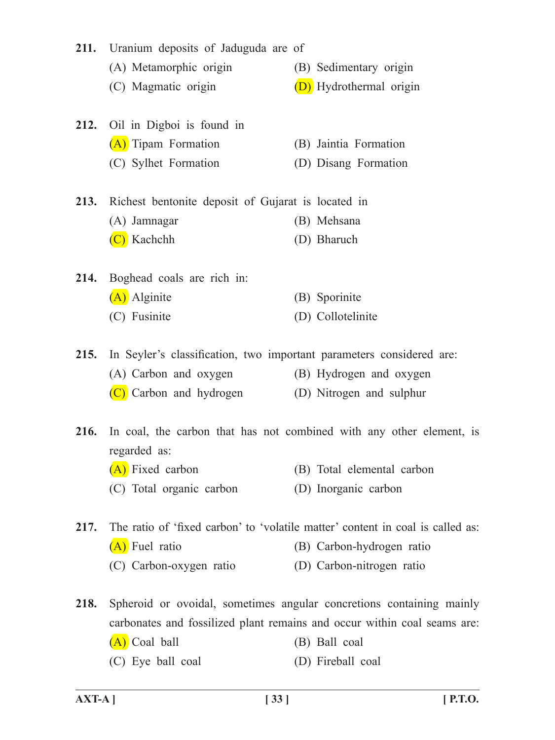**211.** Uranium deposits of Jaduguda are of

(A) Metamorphic origin
(B) Sedimentary origin
(C) Magmatic origin
(D) Hydrothermal origin

**212.** Oil in Digboi is found in

(A) Tipam Formation
(B) Jaintia Formation
(C) Sylhet Formation
(D) Disang Formation

**213.** Richest bentonite deposit of Gujarat is located in

(A) Jamnagar
(B) Mehsana
(C) Kachchh
(D) Bharuch

**214.** Boghead coals are rich in:

(A) Alginite
(B) Sporinite
(C) Fusinite
(D) Collotelinite

**215.** In Seyler's classification, two important parameters considered are:

(A) Carbon and oxygen
(B) Hydrogen and oxygen
(C) Carbon and hydrogen
(D) Nitrogen and sulphur

**216.** In coal, the carbon that has not combined with any other element, is regarded as:

(A) Fixed carbon
(B) Total elemental carbon
(C) Total organic carbon
(D) Inorganic carbon

**217.** The ratio of 'fixed carbon' to 'volatile matter' content in coal is called as:

(A) Fuel ratio
(B) Carbon-hydrogen ratio
(C) Carbon-oxygen ratio
(D) Carbon-nitrogen ratio

**218.** Spheroid or ovoidal, sometimes angular concretions containing mainly carbonates and fossilized plant remains and occur within coal seams are:

(A) Coal ball
(B) Ball coal
(C) Eye ball coal
(D) Fireball coal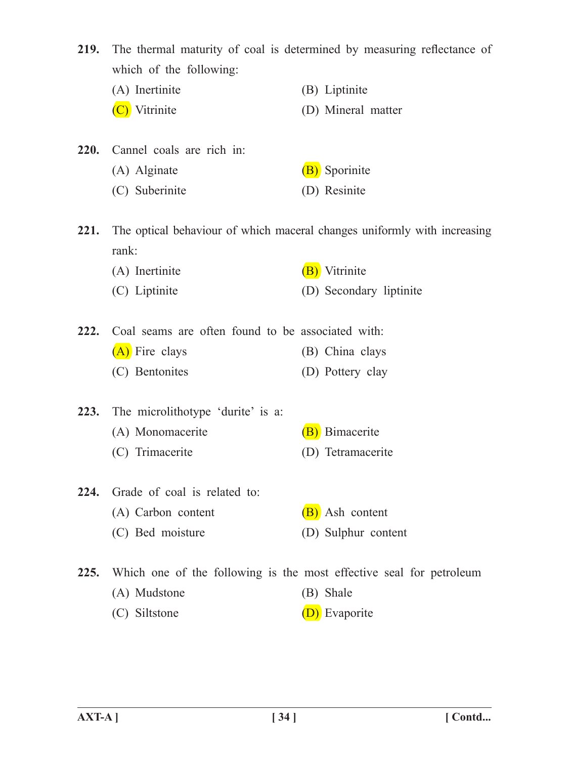**219.** The thermal maturity of coal is determined by measuring reflectance of which of the following:

(A) Inertinite
(B) Liptinite
(C) Vitrinite
(D) Mineral matter

**220.** Cannel coals are rich in:

(A) Alginate
(B) Sporinite
(C) Suberinite
(D) Resinite

**221.** The optical behaviour of which maceral changes uniformly with increasing rank:

(A) Inertinite
(B) Vitrinite
(C) Liptinite
(D) Secondary liptinite

**222.** Coal seams are often found to be associated with:

(A) Fire clays
(B) China clays
(C) Bentonites
(D) Pottery clay

**223.** The microlithotype 'durite' is a:

(A) Monomacerite
(B) Bimacerite
(C) Trimacerite
(D) Tetramacerite

**224.** Grade of coal is related to:

(A) Carbon content
(B) Ash content
(C) Bed moisture
(D) Sulphur content

**225.** Which one of the following is the most effective seal for petroleum

(A) Mudstone
(B) Shale
(C) Siltstone
(D) Evaporite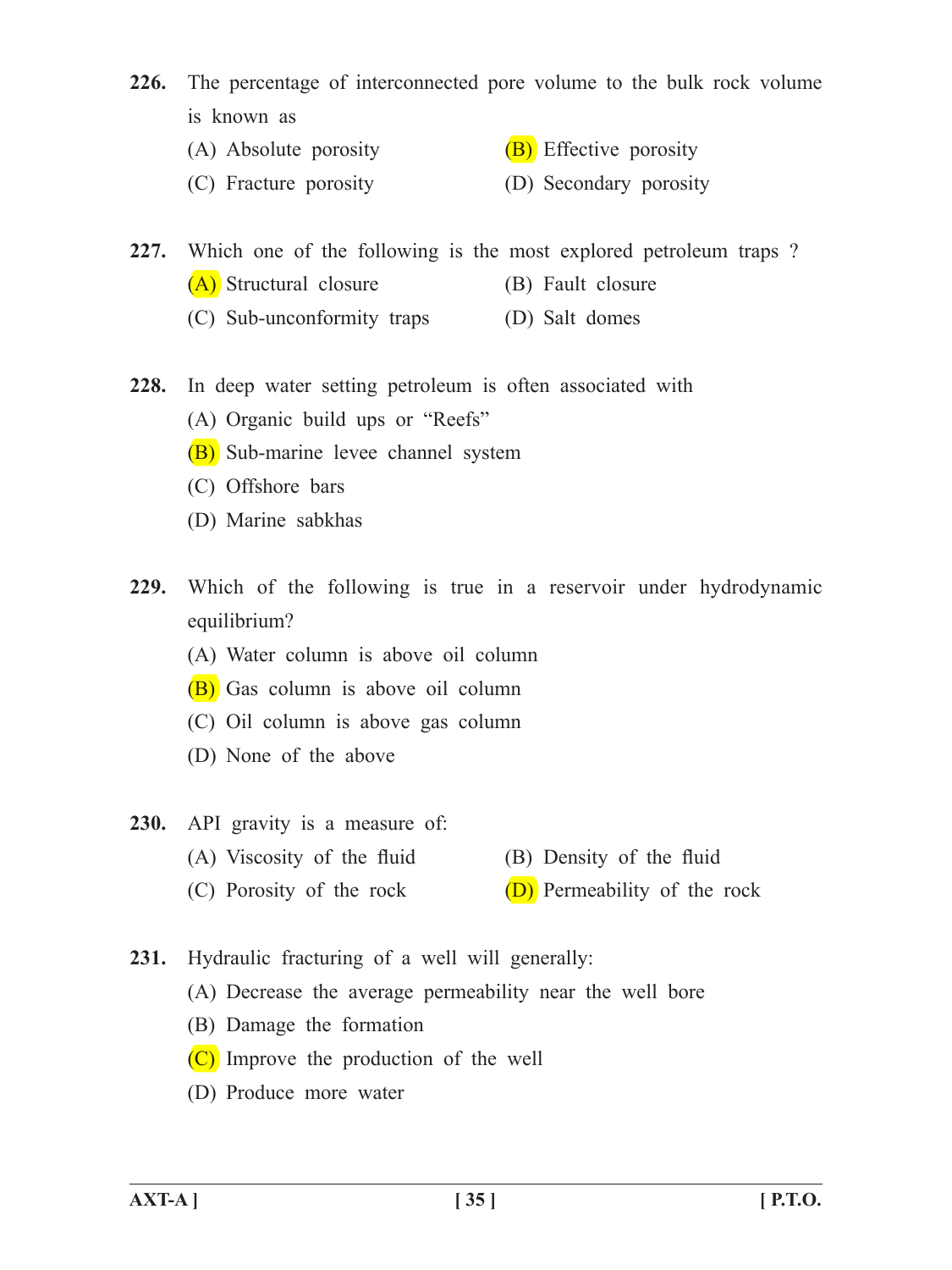**226.** The percentage of interconnected pore volume to the bulk rock volume is known as

(A) Absolute porosity

(B) Effective porosity

(C) Fracture porosity

(D) Secondary porosity

**227.** Which one of the following is the most explored petroleum traps ?

(A) Structural closure

(B) Fault closure

(C) Sub-unconformity traps

(D) Salt domes

**228.** In deep water setting petroleum is often associated with

(A) Organic build ups or "Reefs"

(B) Sub-marine levee channel system

(C) Offshore bars

(D) Marine sabkhas

**229.** Which of the following is true in a reservoir under hydrodynamic equilibrium?

(A) Water column is above oil column

(B) Gas column is above oil column

(C) Oil column is above gas column

(D) None of the above

**230.** API gravity is a measure of:

(A) Viscosity of the fluid

(B) Density of the fluid

(C) Porosity of the rock

(D) Permeability of the rock

**231.** Hydraulic fracturing of a well will generally:

(A) Decrease the average permeability near the well bore

(B) Damage the formation

(C) Improve the production of the well

(D) Produce more water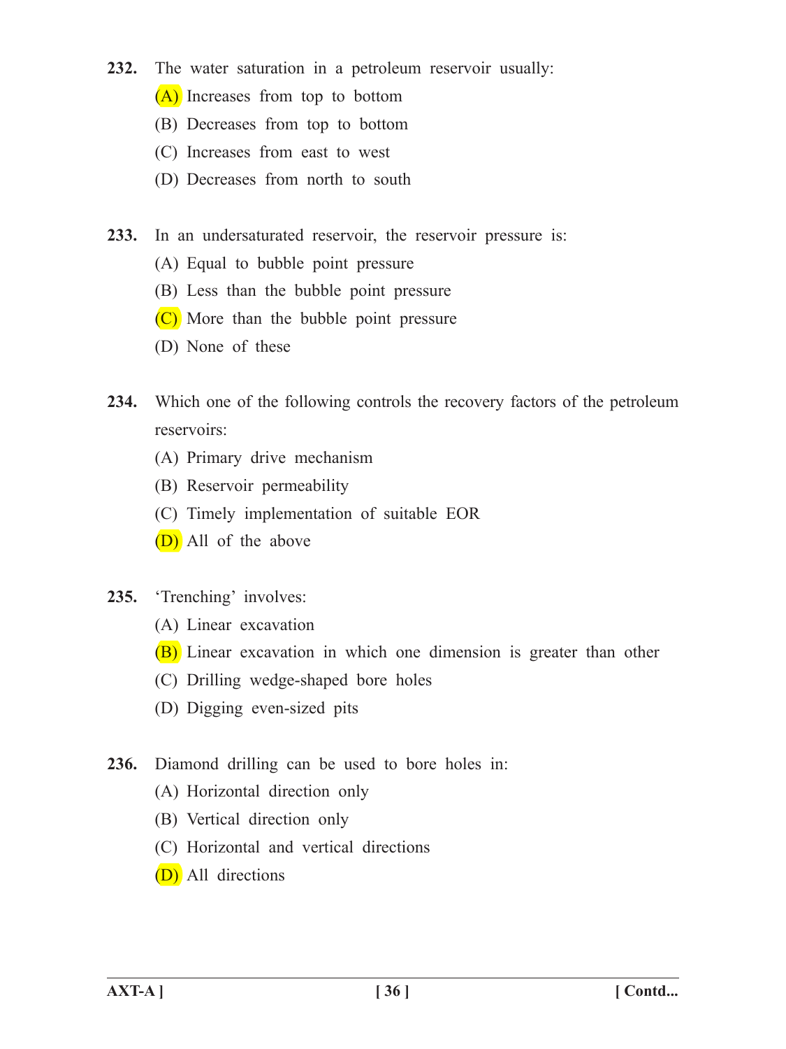**232.** The water saturation in a petroleum reservoir usually:

(A) Increases from top to bottom

(B) Decreases from top to bottom

(C) Increases from east to west

(D) Decreases from north to south

**233.** In an undersaturated reservoir, the reservoir pressure is:

(A) Equal to bubble point pressure

(B) Less than the bubble point pressure

(C) More than the bubble point pressure

(D) None of these

**234.** Which one of the following controls the recovery factors of the petroleum reservoirs:

(A) Primary drive mechanism

(B) Reservoir permeability

(C) Timely implementation of suitable EOR

(D) All of the above

**235.** 'Trenching' involves:

(A) Linear excavation

(B) Linear excavation in which one dimension is greater than other

(C) Drilling wedge-shaped bore holes

(D) Digging even-sized pits

**236.** Diamond drilling can be used to bore holes in:

(A) Horizontal direction only

(B) Vertical direction only

(C) Horizontal and vertical directions

(D) All directions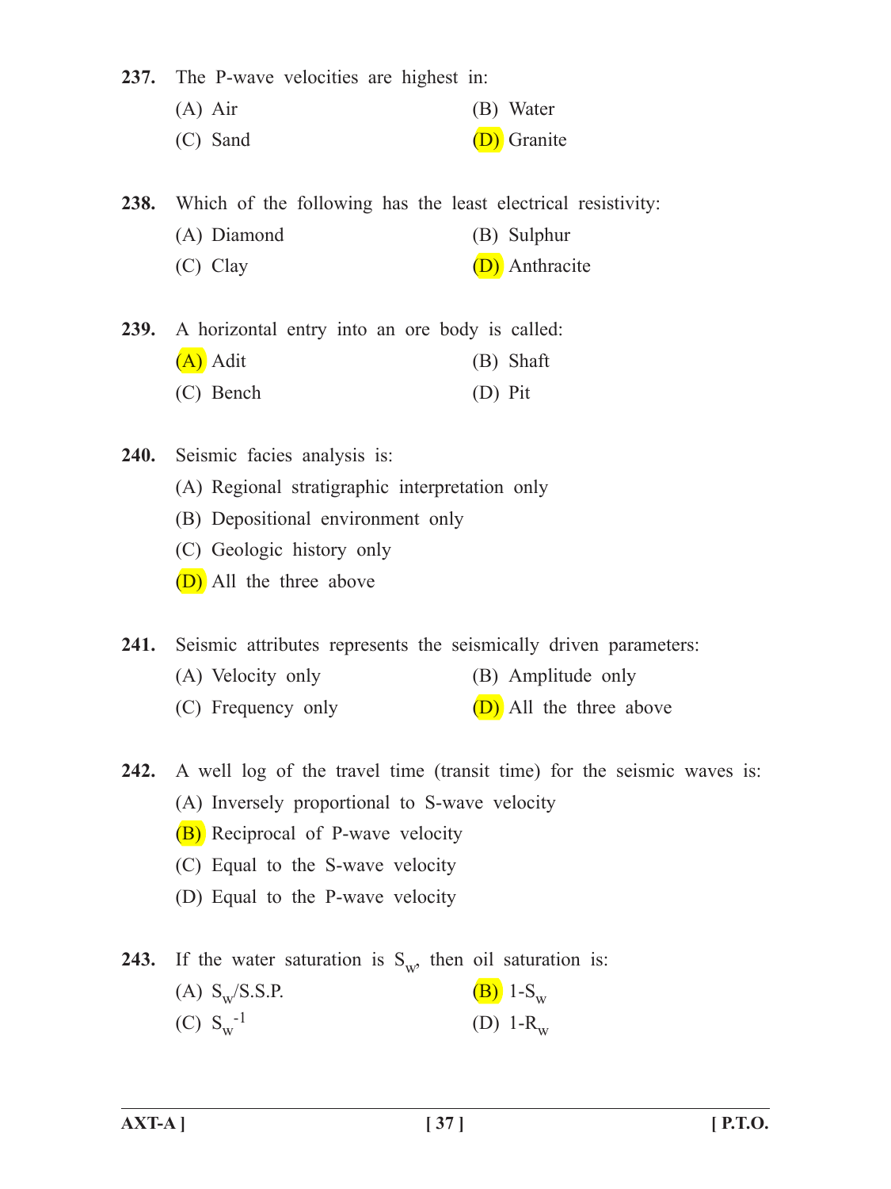**237.** The P-wave velocities are highest in:

(A) Air
(B) Water
(C) Sand
(D) Granite

**238.** Which of the following has the least electrical resistivity:

(A) Diamond
(B) Sulphur
(C) Clay
(D) Anthracite

**239.** A horizontal entry into an ore body is called:

(A) Adit
(B) Shaft
(C) Bench
(D) Pit

**240.** Seismic facies analysis is:

(A) Regional stratigraphic interpretation only
(B) Depositional environment only
(C) Geologic history only
(D) All the three above

**241.** Seismic attributes represents the seismically driven parameters:

(A) Velocity only
(B) Amplitude only
(C) Frequency only
(D) All the three above

**242.** A well log of the travel time (transit time) for the seismic waves is:

(A) Inversely proportional to S-wave velocity
(B) Reciprocal of P-wave velocity
(C) Equal to the S-wave velocity
(D) Equal to the P-wave velocity

**243.** If the water saturation is $S_w$, then oil saturation is:

(A) $S_w$/S.S.P.
(B) $1-S_w$
(C) $S_w^{-1}$
(D) $1-R_w$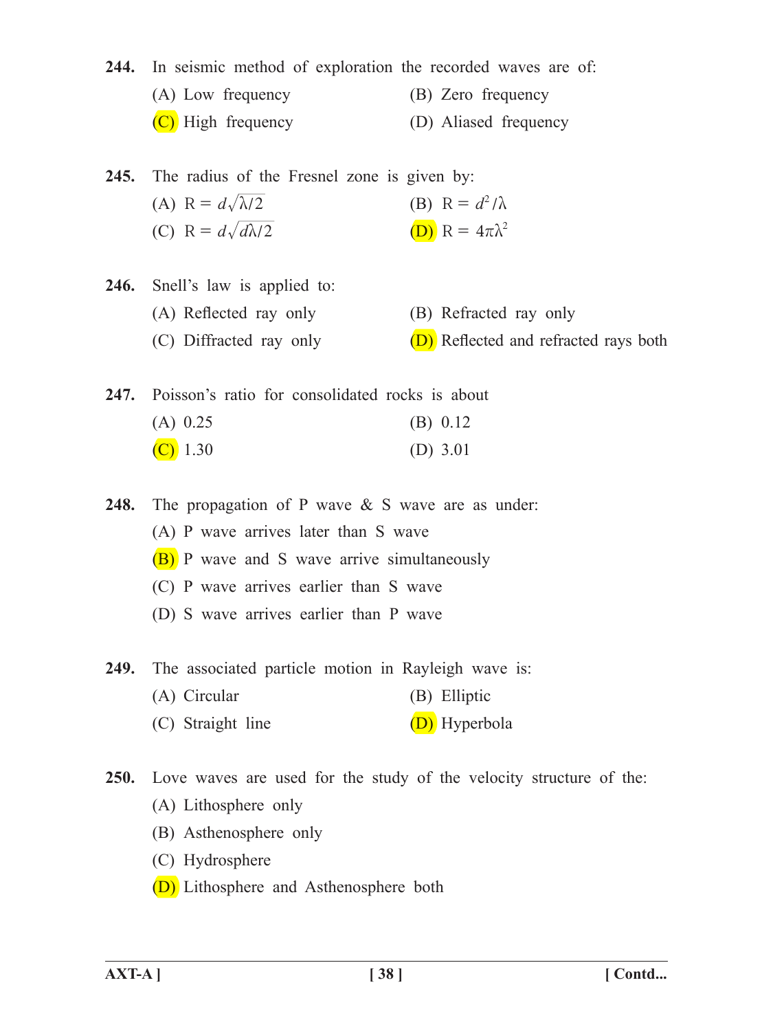**244.** In seismic method of exploration the recorded waves are of:

(A) Low frequency
(B) Zero frequency
(C) High frequency
(D) Aliased frequency

**245.** The radius of the Fresnel zone is given by:

(A) $R = d\sqrt{\lambda/2}$
(B) $R = d^2/\lambda$
(C) $R = d\sqrt{d\lambda/2}$
(D) $R = 4\pi\lambda^2$

**246.** Snell's law is applied to:

(A) Reflected ray only
(B) Refracted ray only
(C) Diffracted ray only
(D) Reflected and refracted rays both

**247.** Poisson's ratio for consolidated rocks is about

(A) 0.25
(B) 0.12
(C) 1.30
(D) 3.01

**248.** The propagation of P wave & S wave are as under:

(A) P wave arrives later than S wave
(B) P wave and S wave arrive simultaneously
(C) P wave arrives earlier than S wave
(D) S wave arrives earlier than P wave

**249.** The associated particle motion in Rayleigh wave is:

(A) Circular
(B) Elliptic
(C) Straight line
(D) Hyperbola

**250.** Love waves are used for the study of the velocity structure of the:

(A) Lithosphere only
(B) Asthenosphere only
(C) Hydrosphere
(D) Lithosphere and Asthenosphere both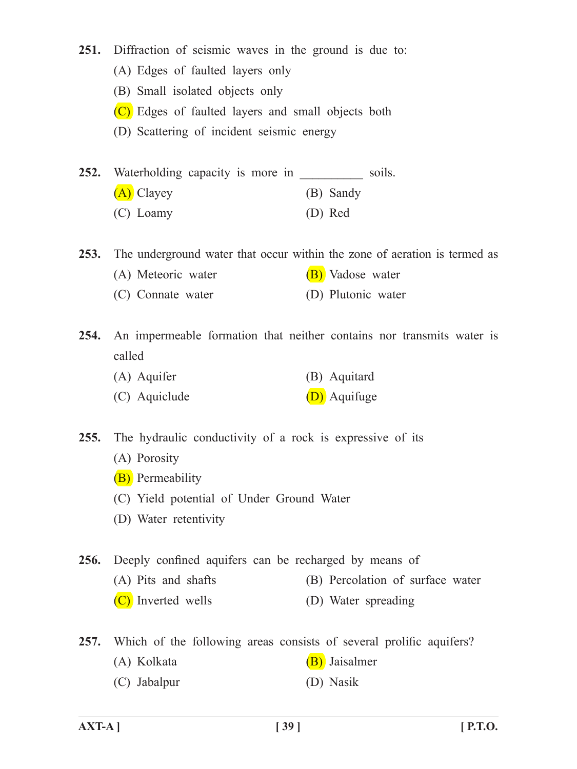**251.** Diffraction of seismic waves in the ground is due to:

(A) Edges of faulted layers only

(B) Small isolated objects only

(C) Edges of faulted layers and small objects both

(D) Scattering of incident seismic energy

**252.** Waterholding capacity is more in __________ soils.

(A) Clayey

(B) Sandy

(C) Loamy

(D) Red

**253.** The underground water that occur within the zone of aeration is termed as

(A) Meteoric water

(B) Vadose water

(C) Connate water

(D) Plutonic water

**254.** An impermeable formation that neither contains nor transmits water is called

(A) Aquifer

(B) Aquitard

(C) Aquiclude

(D) Aquifuge

**255.** The hydraulic conductivity of a rock is expressive of its

(A) Porosity

(B) Permeability

(C) Yield potential of Under Ground Water

(D) Water retentivity

**256.** Deeply confined aquifers can be recharged by means of

(A) Pits and shafts

(B) Percolation of surface water

(C) Inverted wells

(D) Water spreading

**257.** Which of the following areas consists of several prolific aquifers?

(A) Kolkata

(B) Jaisalmer

(C) Jabalpur

(D) Nasik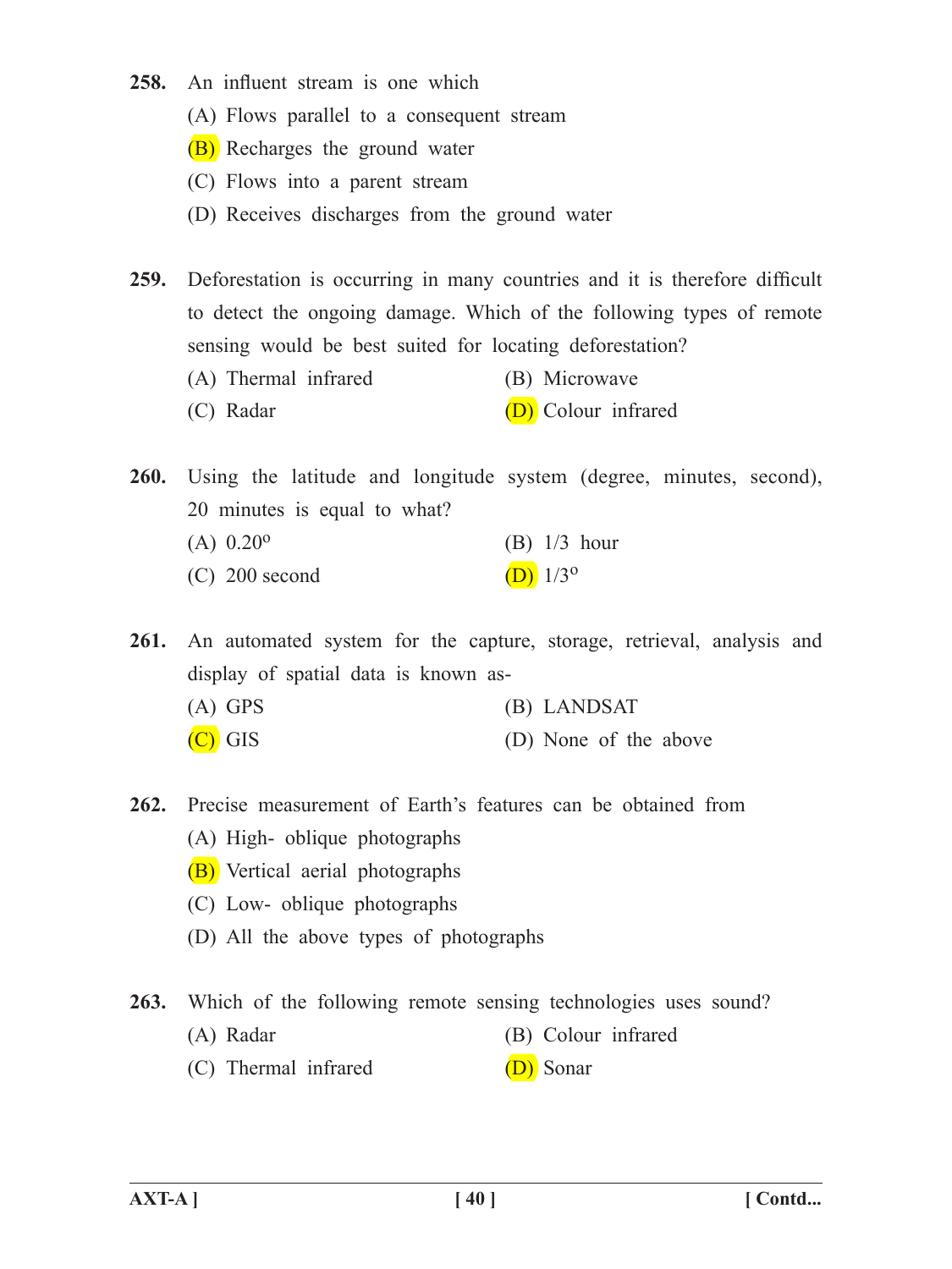**258.** An influent stream is one which

(A) Flows parallel to a consequent stream

(B) Recharges the ground water

(C) Flows into a parent stream

(D) Receives discharges from the ground water

**259.** Deforestation is occurring in many countries and it is therefore difficult to detect the ongoing damage. Which of the following types of remote sensing would be best suited for locating deforestation?

(A) Thermal infrared

(B) Microwave

(C) Radar

(D) Colour infrared

**260.** Using the latitude and longitude system (degree, minutes, second), 20 minutes is equal to what?

(A) $0.20^{o}$

(B) 1/3 hour

(C) 200 second

(D) $1/3^{o}$

**261.** An automated system for the capture, storage, retrieval, analysis and display of spatial data is known as-

(A) GPS

(B) LANDSAT

(C) GIS

(D) None of the above

**262.** Precise measurement of Earth's features can be obtained from

(A) High- oblique photographs

(B) Vertical aerial photographs

(C) Low- oblique photographs

(D) All the above types of photographs

**263.** Which of the following remote sensing technologies uses sound?

(A) Radar

(B) Colour infrared

(C) Thermal infrared

(D) Sonar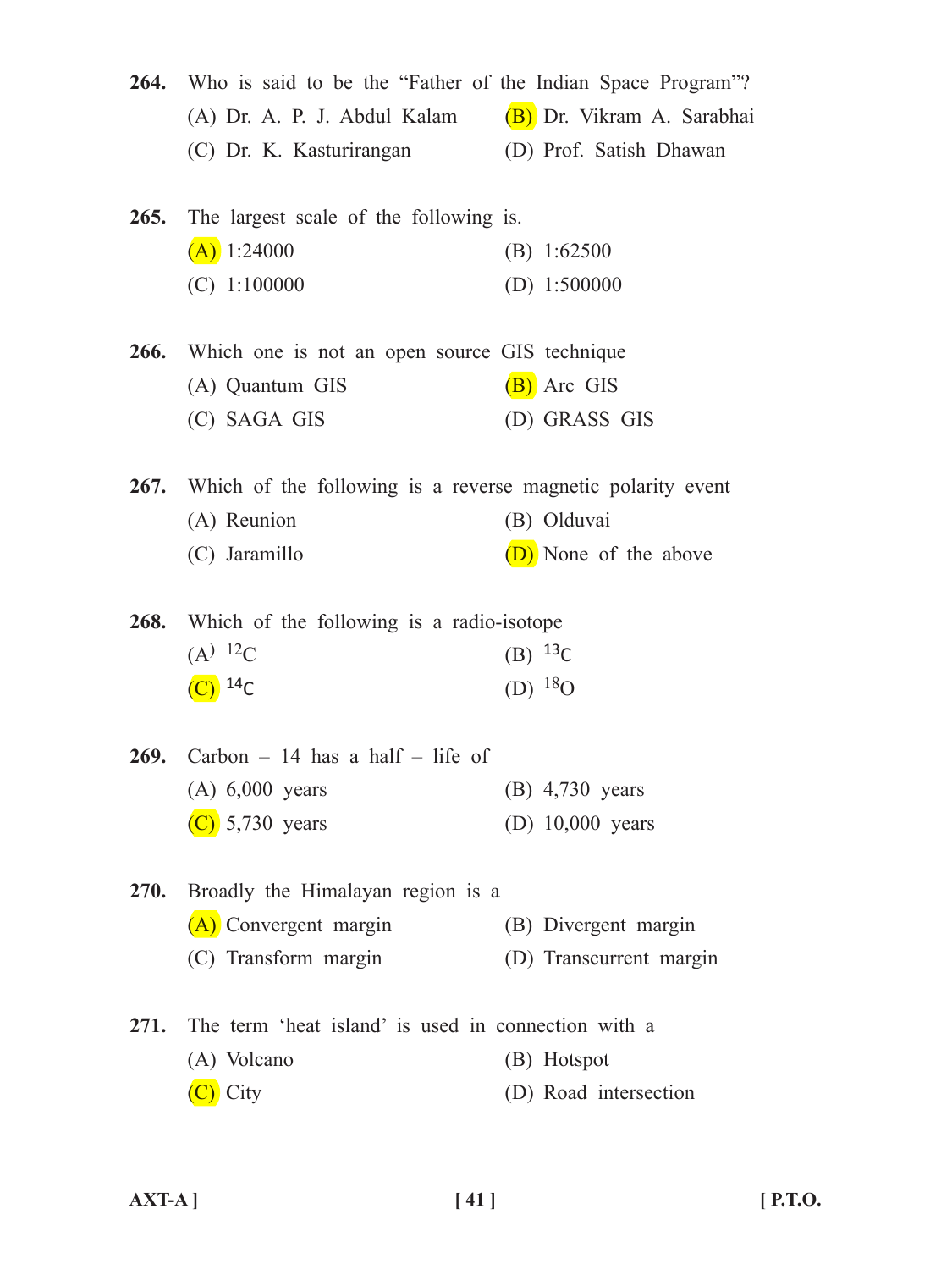**264.** Who is said to be the "Father of the Indian Space Program"?

(A) Dr. A. P. J. Abdul Kalam
(B) Dr. Vikram A. Sarabhai
(C) Dr. K. Kasturirangan
(D) Prof. Satish Dhawan

**265.** The largest scale of the following is.

(A) 1:24000
(B) 1:62500
(C) 1:100000
(D) 1:500000

**266.** Which one is not an open source GIS technique

(A) Quantum GIS
(B) Arc GIS
(C) SAGA GIS
(D) GRASS GIS

**267.** Which of the following is a reverse magnetic polarity event

(A) Reunion
(B) Olduvai
(C) Jaramillo
(D) None of the above

**268.** Which of the following is a radio-isotope

(A) $^{12}C$
(B) $^{13}C$
(C) $^{14}C$
(D) $^{18}O$

**269.** Carbon – 14 has a half – life of

(A) 6,000 years
(B) 4,730 years
(C) 5,730 years
(D) 10,000 years

**270.** Broadly the Himalayan region is a

(A) Convergent margin
(B) Divergent margin
(C) Transform margin
(D) Transcurrent margin

**271.** The term 'heat island' is used in connection with a

(A) Volcano
(B) Hotspot
(C) City
(D) Road intersection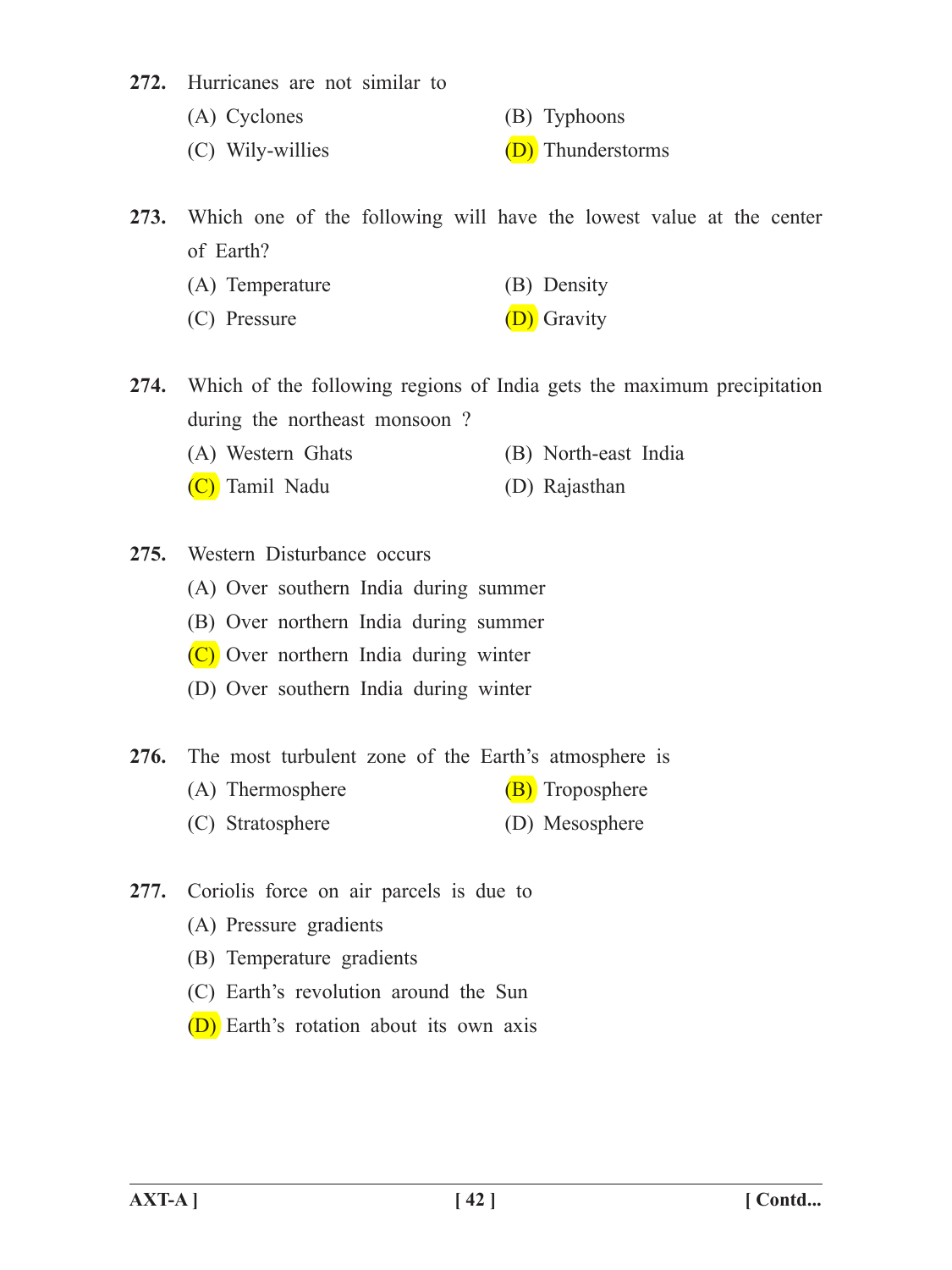**272.** Hurricanes are not similar to

(A) Cyclones

(B) Typhoons

(C) Wily-willies

(D) Thunderstorms

**273.** Which one of the following will have the lowest value at the center of Earth?

(A) Temperature

(B) Density

(C) Pressure

(D) Gravity

**274.** Which of the following regions of India gets the maximum precipitation during the northeast monsoon ?

(A) Western Ghats

(B) North-east India

(C) Tamil Nadu

(D) Rajasthan

**275.** Western Disturbance occurs

(A) Over southern India during summer

(B) Over northern India during summer

(C) Over northern India during winter

(D) Over southern India during winter

**276.** The most turbulent zone of the Earth's atmosphere is

(A) Thermosphere

(B) Troposphere

(C) Stratosphere

(D) Mesosphere

**277.** Coriolis force on air parcels is due to

(A) Pressure gradients

(B) Temperature gradients

(C) Earth's revolution around the Sun

(D) Earth's rotation about its own axis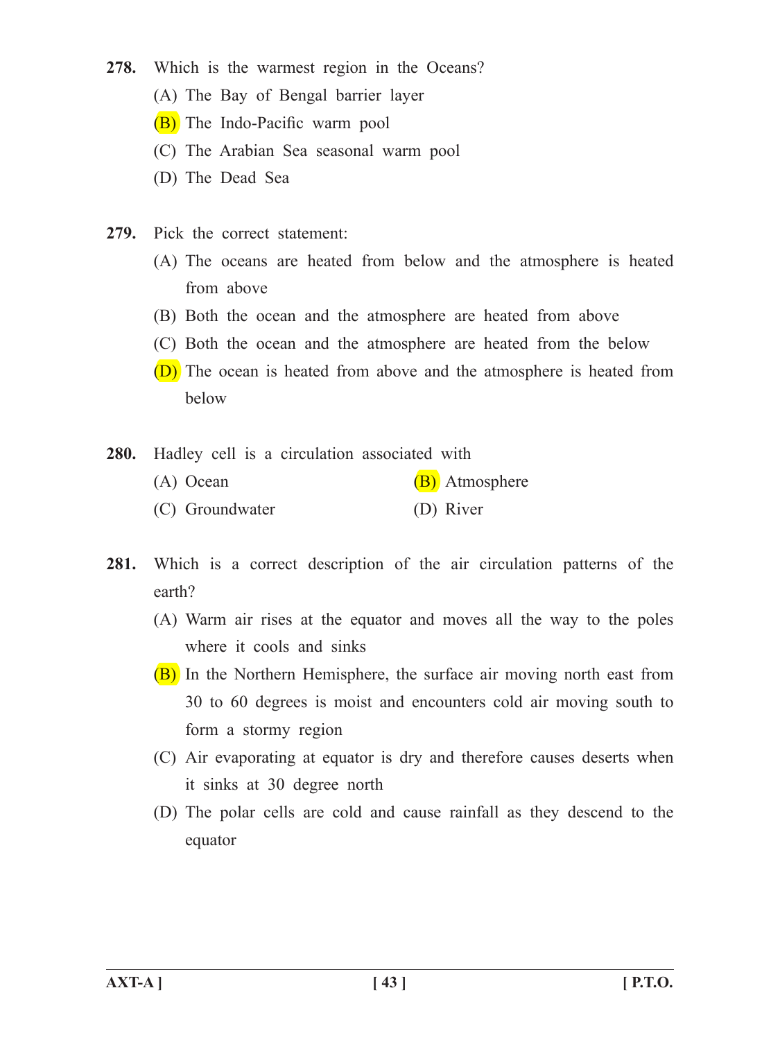**278.** Which is the warmest region in the Oceans?

(A) The Bay of Bengal barrier layer

(B) The Indo-Pacific warm pool

(C) The Arabian Sea seasonal warm pool

(D) The Dead Sea

**279.** Pick the correct statement:

(A) The oceans are heated from below and the atmosphere is heated from above

(B) Both the ocean and the atmosphere are heated from above

(C) Both the ocean and the atmosphere are heated from the below

(D) The ocean is heated from above and the atmosphere is heated from below

**280.** Hadley cell is a circulation associated with

(A) Ocean

(B) Atmosphere

(C) Groundwater

(D) River

**281.** Which is a correct description of the air circulation patterns of the earth?

(A) Warm air rises at the equator and moves all the way to the poles where it cools and sinks

(B) In the Northern Hemisphere, the surface air moving north east from 30 to 60 degrees is moist and encounters cold air moving south to form a stormy region

(C) Air evaporating at equator is dry and therefore causes deserts when it sinks at 30 degree north

(D) The polar cells are cold and cause rainfall as they descend to the equator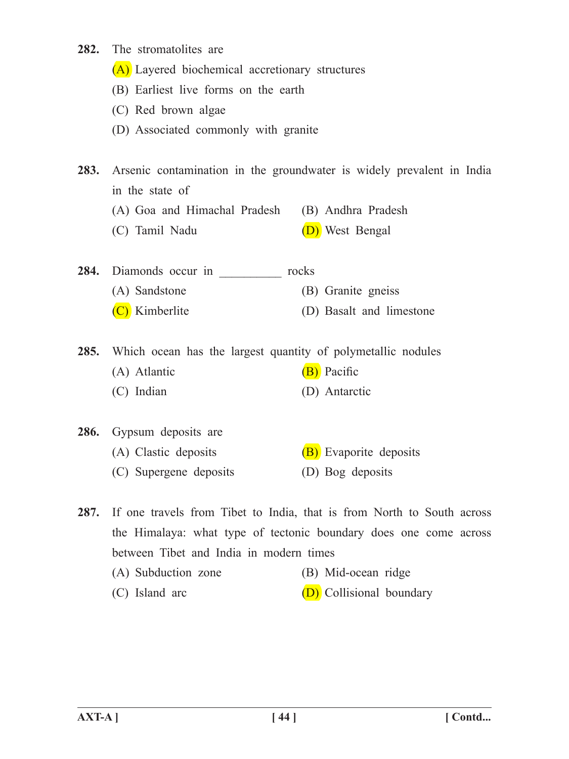**282.** The stromatolites are

(A) Layered biochemical accretionary structures

(B) Earliest live forms on the earth

(C) Red brown algae

(D) Associated commonly with granite

**283.** Arsenic contamination in the groundwater is widely prevalent in India in the state of

(A) Goa and Himachal Pradesh

(B) Andhra Pradesh

(C) Tamil Nadu

(D) West Bengal

**284.** Diamonds occur in __________ rocks

(A) Sandstone

(B) Granite gneiss

(C) Kimberlite

(D) Basalt and limestone

**285.** Which ocean has the largest quantity of polymetallic nodules

(A) Atlantic

(B) Pacific

(C) Indian

(D) Antarctic

**286.** Gypsum deposits are

(A) Clastic deposits

(B) Evaporite deposits

(C) Supergene deposits

(D) Bog deposits

**287.** If one travels from Tibet to India, that is from North to South across the Himalaya: what type of tectonic boundary does one come across between Tibet and India in modern times

(A) Subduction zone

(B) Mid-ocean ridge

(C) Island arc

(D) Collisional boundary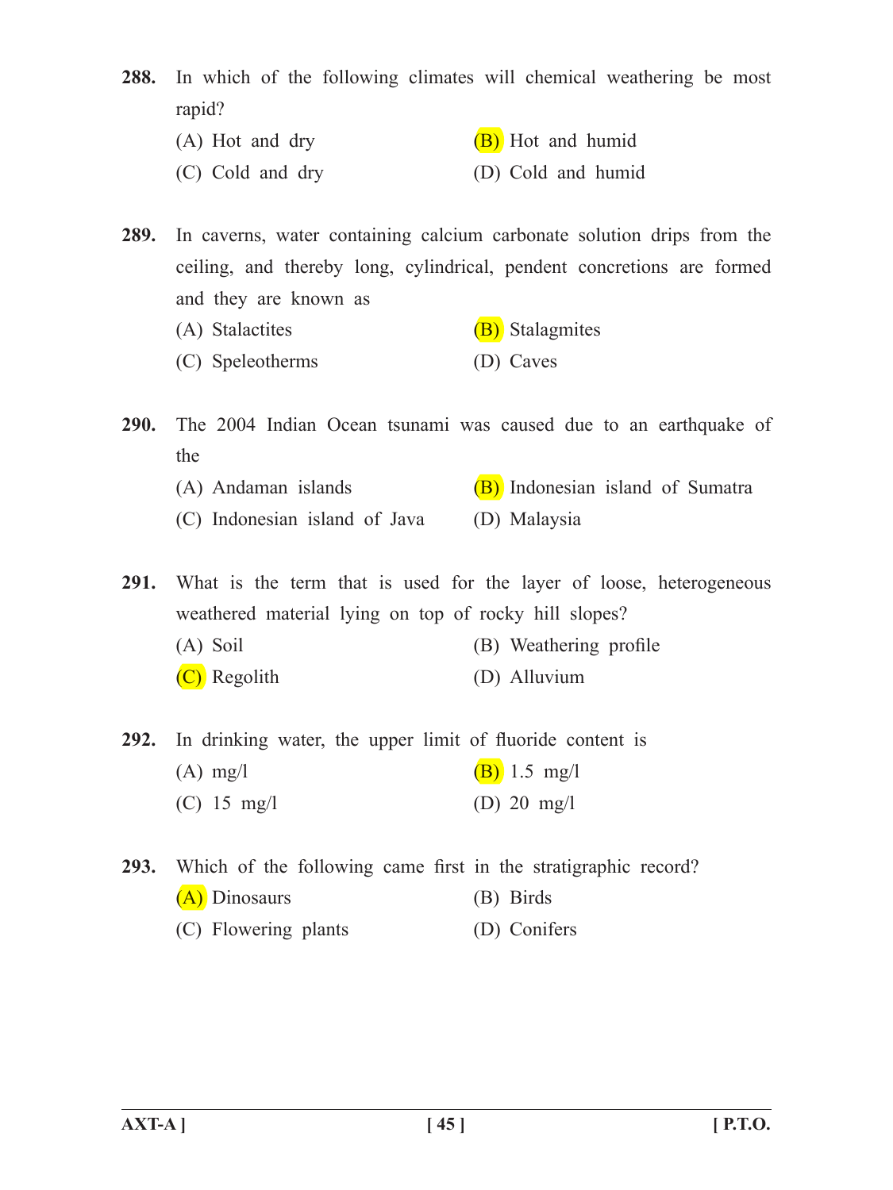**288.** In which of the following climates will chemical weathering be most rapid?

(A) Hot and dry
(B) Hot and humid
(C) Cold and dry
(D) Cold and humid

**289.** In caverns, water containing calcium carbonate solution drips from the ceiling, and thereby long, cylindrical, pendent concretions are formed and they are known as

(A) Stalactites
(B) Stalagmites
(C) Speleotherms
(D) Caves

**290.** The 2004 Indian Ocean tsunami was caused due to an earthquake of the

(A) Andaman islands
(B) Indonesian island of Sumatra
(C) Indonesian island of Java
(D) Malaysia

**291.** What is the term that is used for the layer of loose, heterogeneous weathered material lying on top of rocky hill slopes?

(A) Soil
(B) Weathering profile
(C) Regolith
(D) Alluvium

**292.** In drinking water, the upper limit of fluoride content is

(A) mg/l
(B) 1.5 mg/l
(C) 15 mg/l
(D) 20 mg/l

**293.** Which of the following came first in the stratigraphic record?

(A) Dinosaurs
(B) Birds
(C) Flowering plants
(D) Conifers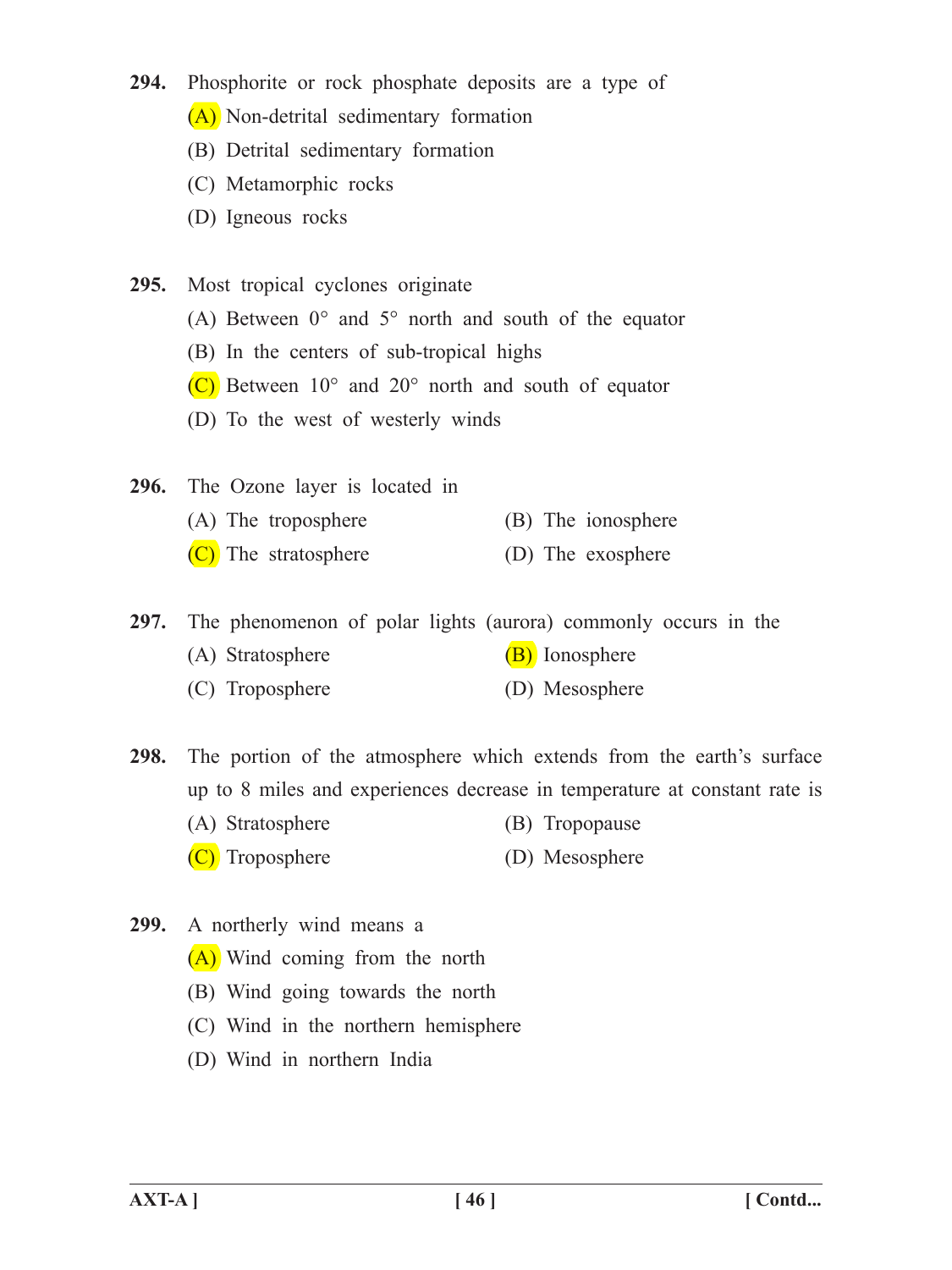**294.** Phosphorite or rock phosphate deposits are a type of

(A) Non-detrital sedimentary formation

(B) Detrital sedimentary formation

(C) Metamorphic rocks

(D) Igneous rocks

**295.** Most tropical cyclones originate

(A) Between 0° and 5° north and south of the equator

(B) In the centers of sub-tropical highs

(C) Between 10° and 20° north and south of equator

(D) To the west of westerly winds

**296.** The Ozone layer is located in

(A) The troposphere

(B) The ionosphere

(C) The stratosphere

(D) The exosphere

**297.** The phenomenon of polar lights (aurora) commonly occurs in the

(A) Stratosphere

(B) Ionosphere

(C) Troposphere

(D) Mesosphere

**298.** The portion of the atmosphere which extends from the earth's surface up to 8 miles and experiences decrease in temperature at constant rate is

(A) Stratosphere

(B) Tropopause

(C) Troposphere

(D) Mesosphere

**299.** A northerly wind means a

(A) Wind coming from the north

(B) Wind going towards the north

(C) Wind in the northern hemisphere

(D) Wind in northern India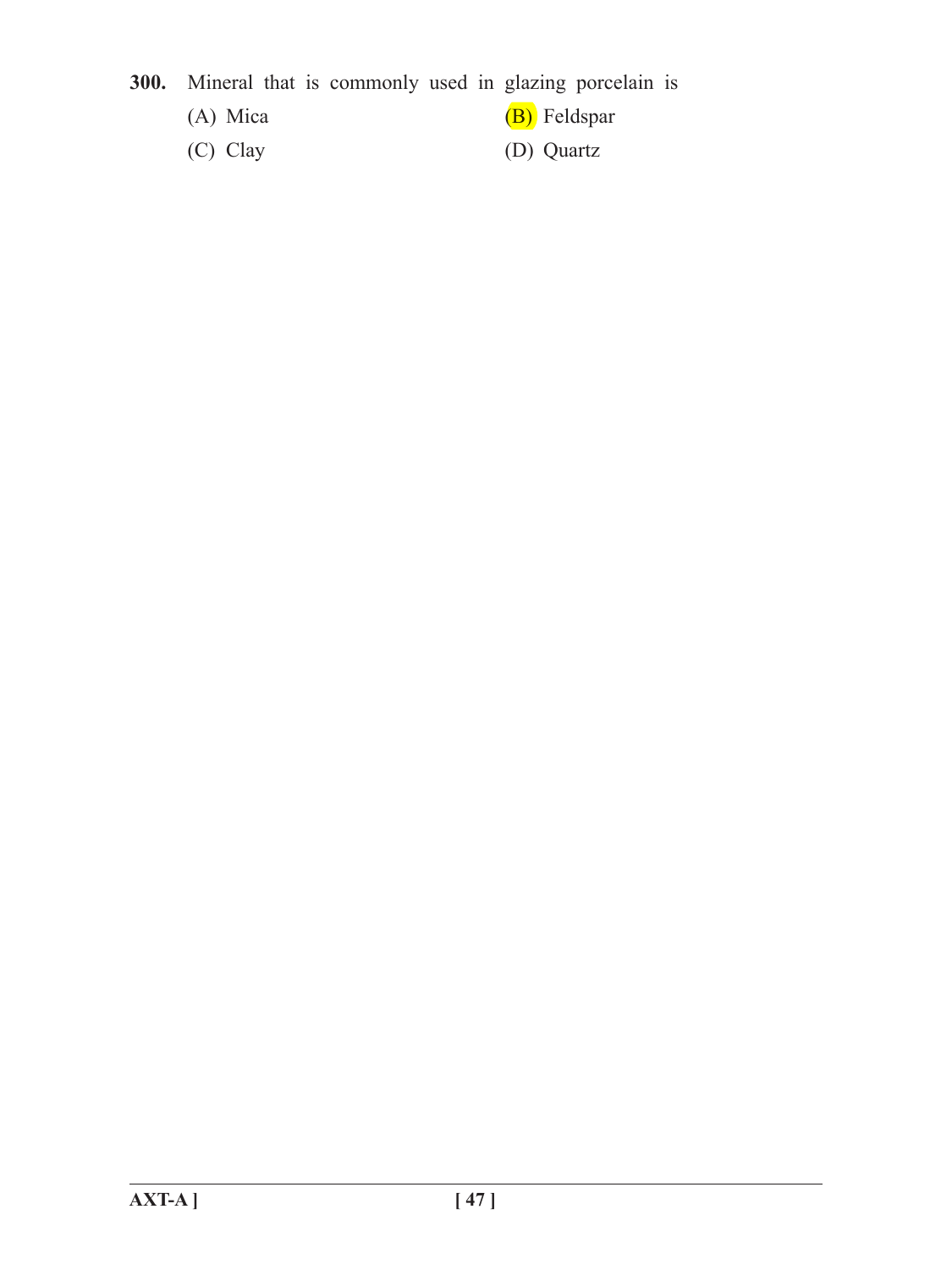**300.** Mineral that is commonly used in glazing porcelain is

(A) Mica

(B) Feldspar

(C) Clay

(D) Quartz